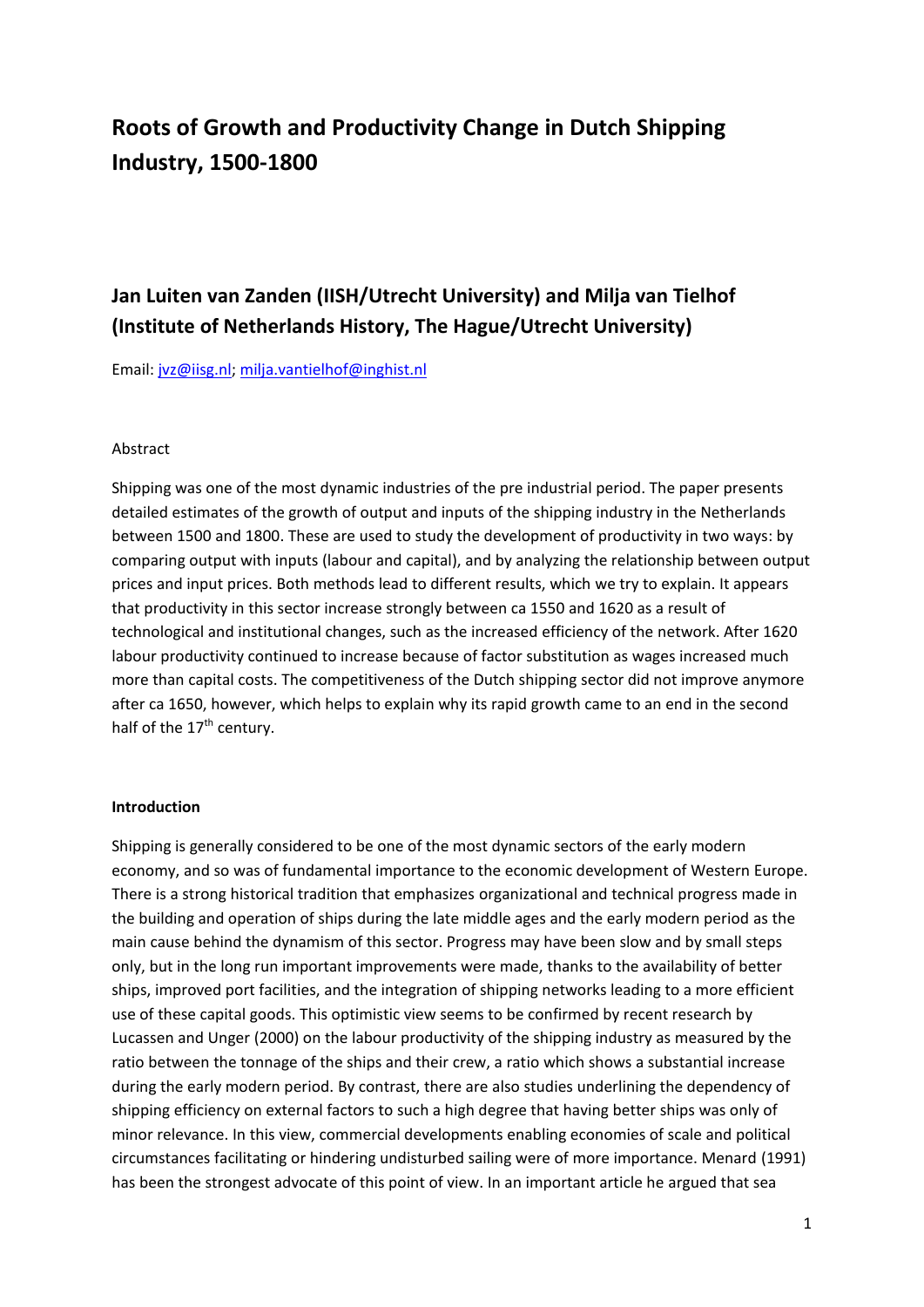# Roots of Growth and Productivity Change in Dutch Shipping Industry, 1500-1800

## Jan Luiten van Zanden (IISH/Utrecht University) and Milja van Tielhof (Institute of Netherlands History, The Hague/Utrecht University)

Email: jvz@iisg.nl; milja.vantielhof@inghist.nl

Abstract

Shipping was one of the most dynamic industries of the pre industrial period. The paper presents detailed estimates of the growth of output and inputs of the shipping industry in the Netherlands between 1500 and 1800. These are used to study the development of productivity in two ways: by comparing output with inputs (labour and capital), and by analyzing the relationship between output prices and input prices. Both methods lead to different results, which we try to explain. It appears that productivity in this sector increase strongly between ca 1550 and 1620 as a result of technological and institutional changes, such as the increased efficiency of the network. After 1620 labour productivity continued to increase because of factor substitution as wages increased much more than capital costs. The competitiveness of the Dutch shipping sector did not improve anymore after ca 1650, however, which helps to explain why its rapid growth came to an end in the second half of the 17th century.

**Introduction**

Shipping is generally considered to be one of the most dynamic sectors of the early modern economy, and so was of fundamental importance to the economic development of Western Europe. There is a strong historical tradition that emphasizes organizational and technical progress made in the building and operation of ships during the late middle ages and the early modern period as the main cause behind the dynamism of this sector. Progress may have been slow and by small steps only, but in the long run important improvements were made, thanks to the availability of better ships, improved port facilities, and the integration of shipping networks leading to a more efficient use of these capital goods. This optimistic view seems to be confirmed by recent research by Lucassen and Unger (2000) on the labour productivity of the shipping industry as measured by the ratio between the tonnage of the ships and their crew, a ratio which shows a substantial increase during the early modern period. By contrast, there are also studies underlining the dependency of shipping efficiency on external factors to such a high degree that having better ships was only of minor relevance. In this view, commercial developments enabling economies of scale and political circumstances facilitating or hindering undisturbed sailing were of more importance. Menard (1991) has been the strongest advocate of this point of view. In an important article he argued that sea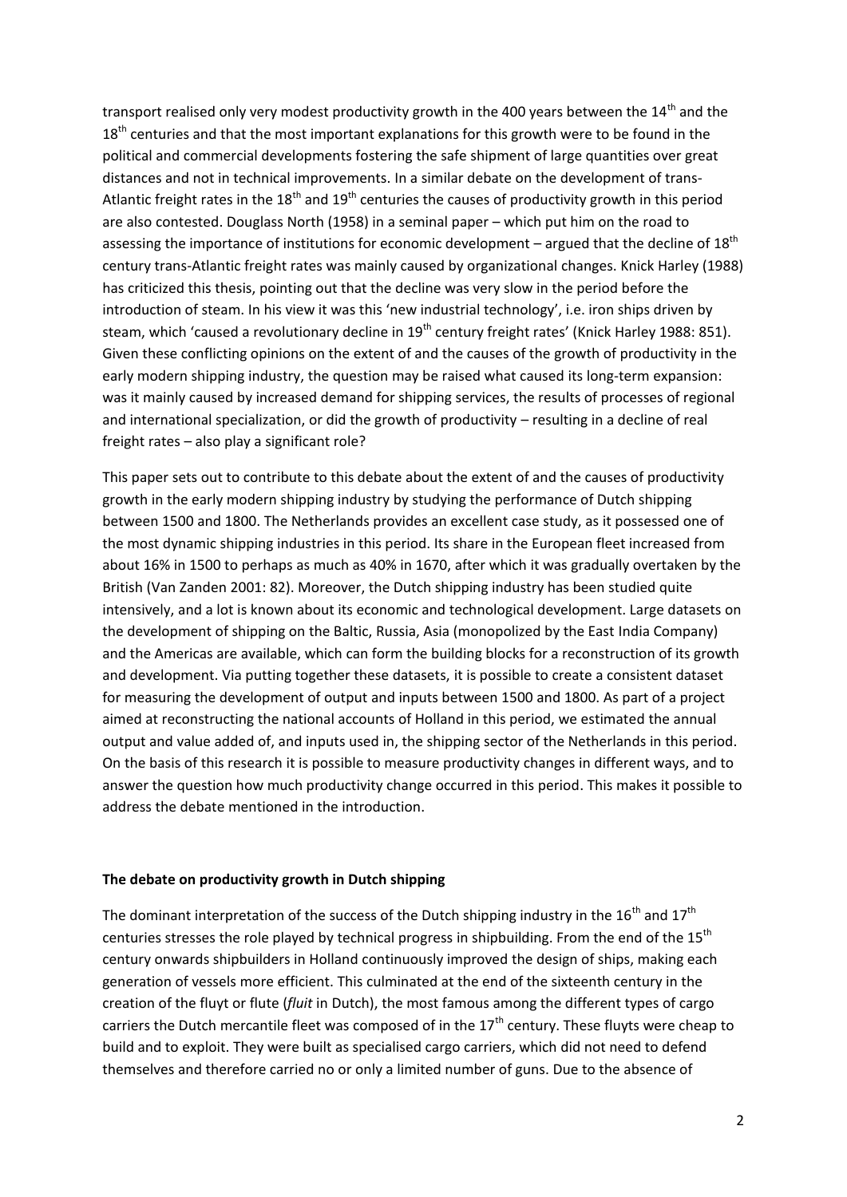transport realised only very modest productivity growth in the 400 years between the 14th and the 18th centuries and that the most important explanations for this growth were to be found in the political and commercial developments fostering the safe shipment of large quantities over great distances and not in technical improvements. In a similar debate on the development of trans-Atlantic freight rates in the 18th and 19th centuries the causes of productivity growth in this period are also contested. Douglass North (1958) in a seminal paper – which put him on the road to assessing the importance of institutions for economic development – argued that the decline of 18th century trans-Atlantic freight rates was mainly caused by organizational changes. Knick Harley (1988) has criticized this thesis, pointing out that the decline was very slow in the period before the introduction of steam. In his view it was this 'new industrial technology', i.e. iron ships driven by steam, which 'caused a revolutionary decline in 19th century freight rates' (Knick Harley 1988: 851). Given these conflicting opinions on the extent of and the causes of the growth of productivity in the early modern shipping industry, the question may be raised what caused its long-term expansion: was it mainly caused by increased demand for shipping services, the results of processes of regional and international specialization, or did the growth of productivity – resulting in a decline of real freight rates – also play a significant role?

This paper sets out to contribute to this debate about the extent of and the causes of productivity growth in the early modern shipping industry by studying the performance of Dutch shipping between 1500 and 1800. The Netherlands provides an excellent case study, as it possessed one of the most dynamic shipping industries in this period. Its share in the European fleet increased from about 16% in 1500 to perhaps as much as 40% in 1670, after which it was gradually overtaken by the British (Van Zanden 2001: 82). Moreover, the Dutch shipping industry has been studied quite intensively, and a lot is known about its economic and technological development. Large datasets on the development of shipping on the Baltic, Russia, Asia (monopolized by the East India Company) and the Americas are available, which can form the building blocks for a reconstruction of its growth and development. Via putting together these datasets, it is possible to create a consistent dataset for measuring the development of output and inputs between 1500 and 1800. As part of a project aimed at reconstructing the national accounts of Holland in this period, we estimated the annual output and value added of, and inputs used in, the shipping sector of the Netherlands in this period. On the basis of this research it is possible to measure productivity changes in different ways, and to answer the question how much productivity change occurred in this period. This makes it possible to address the debate mentioned in the introduction.

## The debate on productivity growth in Dutch shipping

The dominant interpretation of the success of the Dutch shipping industry in the 16th and 17th centuries stresses the role played by technical progress in shipbuilding. From the end of the 15th century onwards shipbuilders in Holland continuously improved the design of ships, making each generation of vessels more efficient. This culminated at the end of the sixteenth century in the creation of the fluyt or flute (*fluit* in Dutch), the most famous among the different types of cargo carriers the Dutch mercantile fleet was composed of in the 17th century. These fluyts were cheap to build and to exploit. They were built as specialised cargo carriers, which did not need to defend themselves and therefore carried no or only a limited number of guns. Due to the absence of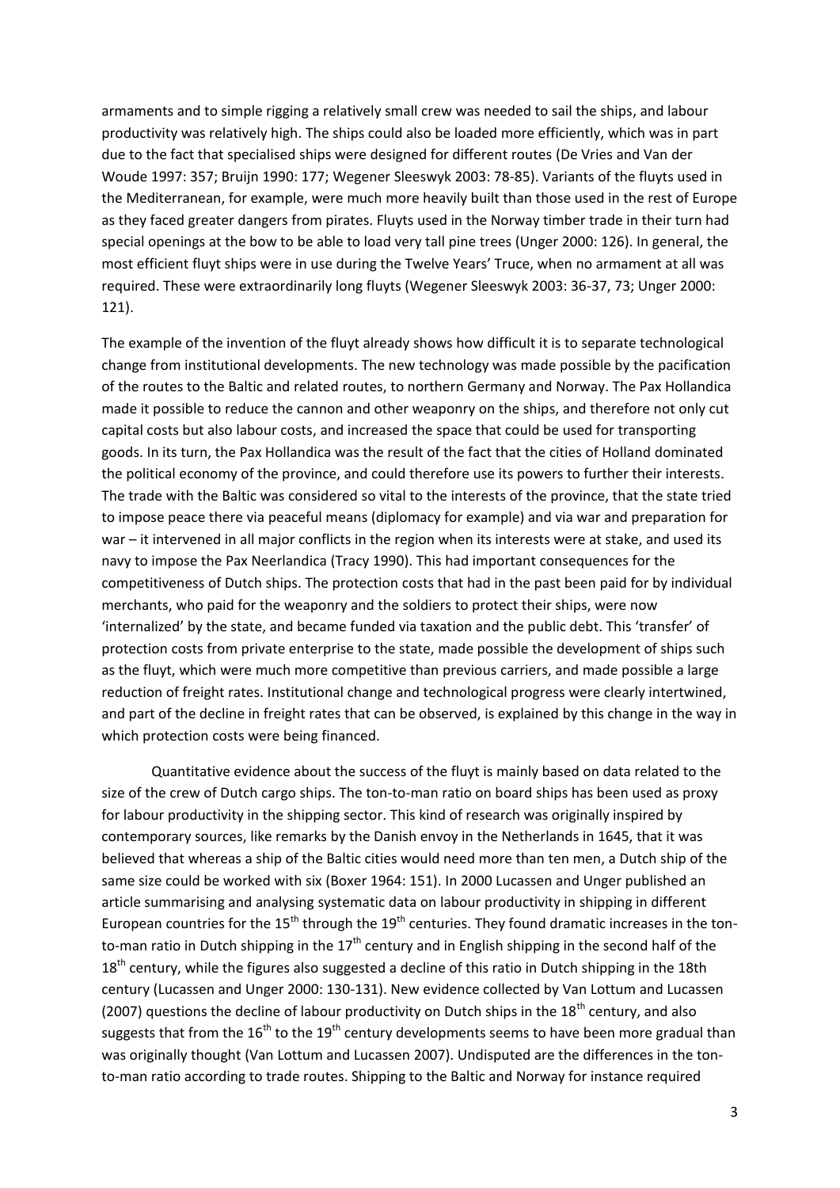armaments and to simple rigging a relatively small crew was needed to sail the ships, and labour productivity was relatively high. The ships could also be loaded more efficiently, which was in part due to the fact that specialised ships were designed for different routes (De Vries and Van der Woude 1997: 357; Bruijn 1990: 177; Wegener Sleeswyk 2003: 78-85). Variants of the fluyts used in the Mediterranean, for example, were much more heavily built than those used in the rest of Europe as they faced greater dangers from pirates. Fluyts used in the Norway timber trade in their turn had special openings at the bow to be able to load very tall pine trees (Unger 2000: 126). In general, the most efficient fluyt ships were in use during the Twelve Years' Truce, when no armament at all was required. These were extraordinarily long fluyts (Wegener Sleeswyk 2003: 36-37, 73; Unger 2000: 121).

The example of the invention of the fluyt already shows how difficult it is to separate technological change from institutional developments. The new technology was made possible by the pacification of the routes to the Baltic and related routes, to northern Germany and Norway. The Pax Hollandica made it possible to reduce the cannon and other weaponry on the ships, and therefore not only cut capital costs but also labour costs, and increased the space that could be used for transporting goods. In its turn, the Pax Hollandica was the result of the fact that the cities of Holland dominated the political economy of the province, and could therefore use its powers to further their interests. The trade with the Baltic was considered so vital to the interests of the province, that the state tried to impose peace there via peaceful means (diplomacy for example) and via war and preparation for war – it intervened in all major conflicts in the region when its interests were at stake, and used its navy to impose the Pax Neerlandica (Tracy 1990). This had important consequences for the competitiveness of Dutch ships. The protection costs that had in the past been paid for by individual merchants, who paid for the weaponry and the soldiers to protect their ships, were now 'internalized' by the state, and became funded via taxation and the public debt. This 'transfer' of protection costs from private enterprise to the state, made possible the development of ships such as the fluyt, which were much more competitive than previous carriers, and made possible a large reduction of freight rates. Institutional change and technological progress were clearly intertwined, and part of the decline in freight rates that can be observed, is explained by this change in the way in which protection costs were being financed.

Quantitative evidence about the success of the fluyt is mainly based on data related to the size of the crew of Dutch cargo ships. The ton-to-man ratio on board ships has been used as proxy for labour productivity in the shipping sector. This kind of research was originally inspired by contemporary sources, like remarks by the Danish envoy in the Netherlands in 1645, that it was believed that whereas a ship of the Baltic cities would need more than ten men, a Dutch ship of the same size could be worked with six (Boxer 1964: 151). In 2000 Lucassen and Unger published an article summarising and analysing systematic data on labour productivity in shipping in different European countries for the 15th through the 19th centuries. They found dramatic increases in the ton-to-man ratio in Dutch shipping in the 17th century and in English shipping in the second half of the 18th century, while the figures also suggested a decline of this ratio in Dutch shipping in the 18th century (Lucassen and Unger 2000: 130-131). New evidence collected by Van Lottum and Lucassen (2007) questions the decline of labour productivity on Dutch ships in the 18th century, and also suggests that from the 16th to the 19th century developments seems to have been more gradual than was originally thought (Van Lottum and Lucassen 2007). Undisputed are the differences in the ton-to-man ratio according to trade routes. Shipping to the Baltic and Norway for instance required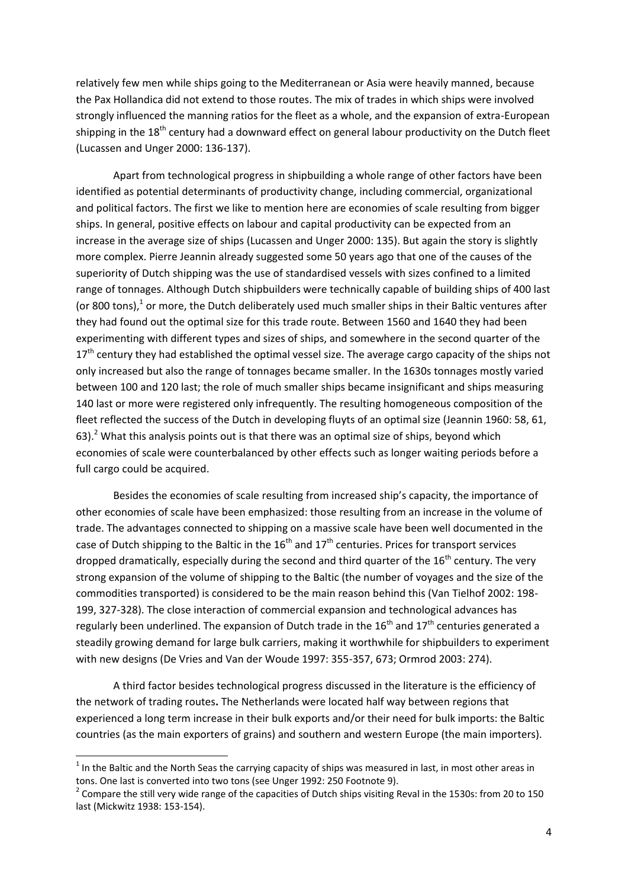relatively few men while ships going to the Mediterranean or Asia were heavily manned, because the Pax Hollandica did not extend to those routes. The mix of trades in which ships were involved strongly influenced the manning ratios for the fleet as a whole, and the expansion of extra-European shipping in the 18th century had a downward effect on general labour productivity on the Dutch fleet (Lucassen and Unger 2000: 136-137).

Apart from technological progress in shipbuilding a whole range of other factors have been identified as potential determinants of productivity change, including commercial, organizational and political factors. The first we like to mention here are economies of scale resulting from bigger ships. In general, positive effects on labour and capital productivity can be expected from an increase in the average size of ships (Lucassen and Unger 2000: 135). But again the story is slightly more complex. Pierre Jeannin already suggested some 50 years ago that one of the causes of the superiority of Dutch shipping was the use of standardised vessels with sizes confined to a limited range of tonnages. Although Dutch shipbuilders were technically capable of building ships of 400 last (or 800 tons),[1] or more, the Dutch deliberately used much smaller ships in their Baltic ventures after they had found out the optimal size for this trade route. Between 1560 and 1640 they had been experimenting with different types and sizes of ships, and somewhere in the second quarter of the 17th century they had established the optimal vessel size. The average cargo capacity of the ships not only increased but also the range of tonnages became smaller. In the 1630s tonnages mostly varied between 100 and 120 last; the role of much smaller ships became insignificant and ships measuring 140 last or more were registered only infrequently. The resulting homogeneous composition of the fleet reflected the success of the Dutch in developing fluyts of an optimal size (Jeannin 1960: 58, 61, 63).[2] What this analysis points out is that there was an optimal size of ships, beyond which economies of scale were counterbalanced by other effects such as longer waiting periods before a full cargo could be acquired.

Besides the economies of scale resulting from increased ship's capacity, the importance of other economies of scale have been emphasized: those resulting from an increase in the volume of trade. The advantages connected to shipping on a massive scale have been well documented in the case of Dutch shipping to the Baltic in the 16th and 17th centuries. Prices for transport services dropped dramatically, especially during the second and third quarter of the 16th century. The very strong expansion of the volume of shipping to the Baltic (the number of voyages and the size of the commodities transported) is considered to be the main reason behind this (Van Tielhof 2002: 198-199, 327-328). The close interaction of commercial expansion and technological advances has regularly been underlined. The expansion of Dutch trade in the 16th and 17th centuries generated a steadily growing demand for large bulk carriers, making it worthwhile for shipbuilders to experiment with new designs (De Vries and Van der Woude 1997: 355-357, 673; Ormrod 2003: 274).

A third factor besides technological progress discussed in the literature is the efficiency of the network of trading routes**.** The Netherlands were located half way between regions that experienced a long term increase in their bulk exports and/or their need for bulk imports: the Baltic countries (as the main exporters of grains) and southern and western Europe (the main importers).

---

[1] In the Baltic and the North Seas the carrying capacity of ships was measured in last, in most other areas in tons. One last is converted into two tons (see Unger 1992: 250 Footnote 9).

[2] Compare the still very wide range of the capacities of Dutch ships visiting Reval in the 1530s: from 20 to 150 last (Mickwitz 1938: 153-154).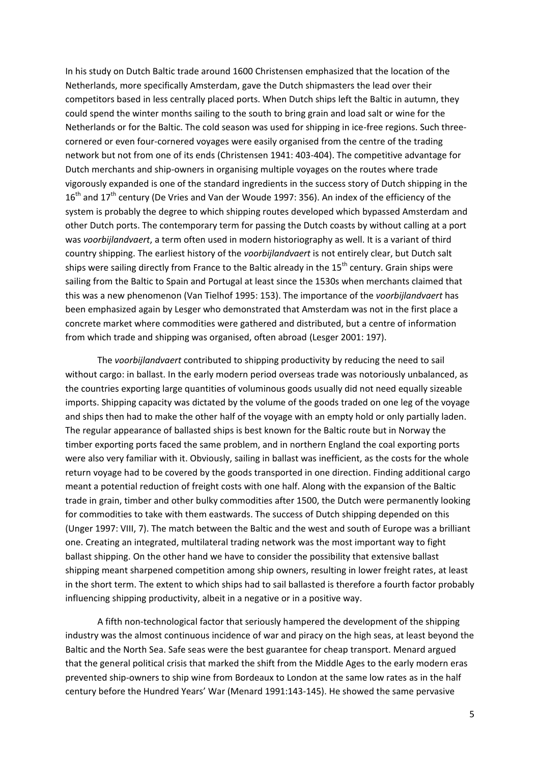In his study on Dutch Baltic trade around 1600 Christensen emphasized that the location of the Netherlands, more specifically Amsterdam, gave the Dutch shipmasters the lead over their competitors based in less centrally placed ports. When Dutch ships left the Baltic in autumn, they could spend the winter months sailing to the south to bring grain and load salt or wine for the Netherlands or for the Baltic. The cold season was used for shipping in ice-free regions. Such three-cornered or even four-cornered voyages were easily organised from the centre of the trading network but not from one of its ends (Christensen 1941: 403-404). The competitive advantage for Dutch merchants and ship-owners in organising multiple voyages on the routes where trade vigorously expanded is one of the standard ingredients in the success story of Dutch shipping in the 16th and 17th century (De Vries and Van der Woude 1997: 356). An index of the efficiency of the system is probably the degree to which shipping routes developed which bypassed Amsterdam and other Dutch ports. The contemporary term for passing the Dutch coasts by without calling at a port was *voorbijlandvaert*, a term often used in modern historiography as well. It is a variant of third country shipping. The earliest history of the *voorbijlandvaert* is not entirely clear, but Dutch salt ships were sailing directly from France to the Baltic already in the 15th century. Grain ships were sailing from the Baltic to Spain and Portugal at least since the 1530s when merchants claimed that this was a new phenomenon (Van Tielhof 1995: 153). The importance of the *voorbijlandvaert* has been emphasized again by Lesger who demonstrated that Amsterdam was not in the first place a concrete market where commodities were gathered and distributed, but a centre of information from which trade and shipping was organised, often abroad (Lesger 2001: 197).

The *voorbijlandvaert* contributed to shipping productivity by reducing the need to sail without cargo: in ballast. In the early modern period overseas trade was notoriously unbalanced, as the countries exporting large quantities of voluminous goods usually did not need equally sizeable imports. Shipping capacity was dictated by the volume of the goods traded on one leg of the voyage and ships then had to make the other half of the voyage with an empty hold or only partially laden. The regular appearance of ballasted ships is best known for the Baltic route but in Norway the timber exporting ports faced the same problem, and in northern England the coal exporting ports were also very familiar with it. Obviously, sailing in ballast was inefficient, as the costs for the whole return voyage had to be covered by the goods transported in one direction. Finding additional cargo meant a potential reduction of freight costs with one half. Along with the expansion of the Baltic trade in grain, timber and other bulky commodities after 1500, the Dutch were permanently looking for commodities to take with them eastwards. The success of Dutch shipping depended on this (Unger 1997: VIII, 7). The match between the Baltic and the west and south of Europe was a brilliant one. Creating an integrated, multilateral trading network was the most important way to fight ballast shipping. On the other hand we have to consider the possibility that extensive ballast shipping meant sharpened competition among ship owners, resulting in lower freight rates, at least in the short term. The extent to which ships had to sail ballasted is therefore a fourth factor probably influencing shipping productivity, albeit in a negative or in a positive way.

A fifth non-technological factor that seriously hampered the development of the shipping industry was the almost continuous incidence of war and piracy on the high seas, at least beyond the Baltic and the North Sea. Safe seas were the best guarantee for cheap transport. Menard argued that the general political crisis that marked the shift from the Middle Ages to the early modern eras prevented ship-owners to ship wine from Bordeaux to London at the same low rates as in the half century before the Hundred Years' War (Menard 1991:143-145). He showed the same pervasive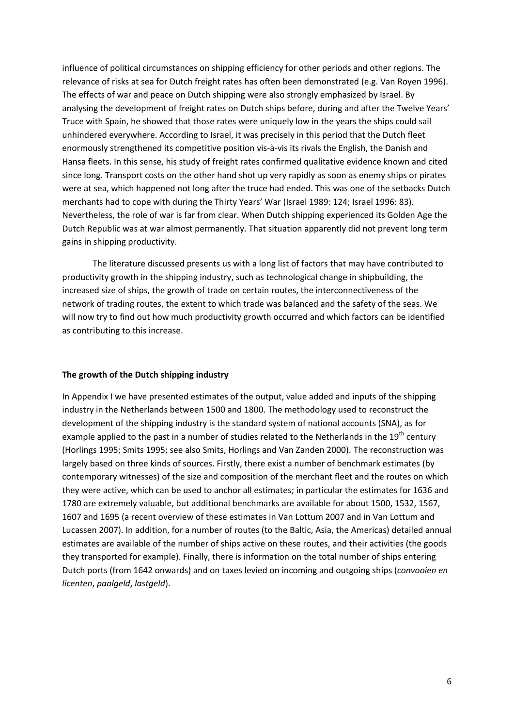influence of political circumstances on shipping efficiency for other periods and other regions. The relevance of risks at sea for Dutch freight rates has often been demonstrated (e.g. Van Royen 1996). The effects of war and peace on Dutch shipping were also strongly emphasized by Israel. By analysing the development of freight rates on Dutch ships before, during and after the Twelve Years' Truce with Spain, he showed that those rates were uniquely low in the years the ships could sail unhindered everywhere. According to Israel, it was precisely in this period that the Dutch fleet enormously strengthened its competitive position vis-à-vis its rivals the English, the Danish and Hansa fleets. In this sense, his study of freight rates confirmed qualitative evidence known and cited since long. Transport costs on the other hand shot up very rapidly as soon as enemy ships or pirates were at sea, which happened not long after the truce had ended. This was one of the setbacks Dutch merchants had to cope with during the Thirty Years' War (Israel 1989: 124; Israel 1996: 83). Nevertheless, the role of war is far from clear. When Dutch shipping experienced its Golden Age the Dutch Republic was at war almost permanently. That situation apparently did not prevent long term gains in shipping productivity.

The literature discussed presents us with a long list of factors that may have contributed to productivity growth in the shipping industry, such as technological change in shipbuilding, the increased size of ships, the growth of trade on certain routes, the interconnectiveness of the network of trading routes, the extent to which trade was balanced and the safety of the seas. We will now try to find out how much productivity growth occurred and which factors can be identified as contributing to this increase.

**The growth of the Dutch shipping industry**

In Appendix I we have presented estimates of the output, value added and inputs of the shipping industry in the Netherlands between 1500 and 1800. The methodology used to reconstruct the development of the shipping industry is the standard system of national accounts (SNA), as for example applied to the past in a number of studies related to the Netherlands in the 19th century (Horlings 1995; Smits 1995; see also Smits, Horlings and Van Zanden 2000). The reconstruction was largely based on three kinds of sources. Firstly, there exist a number of benchmark estimates (by contemporary witnesses) of the size and composition of the merchant fleet and the routes on which they were active, which can be used to anchor all estimates; in particular the estimates for 1636 and 1780 are extremely valuable, but additional benchmarks are available for about 1500, 1532, 1567, 1607 and 1695 (a recent overview of these estimates in Van Lottum 2007 and in Van Lottum and Lucassen 2007). In addition, for a number of routes (to the Baltic, Asia, the Americas) detailed annual estimates are available of the number of ships active on these routes, and their activities (the goods they transported for example). Finally, there is information on the total number of ships entering Dutch ports (from 1642 onwards) and on taxes levied on incoming and outgoing ships (*convooien en licenten*, *paalgeld*, *lastgeld*).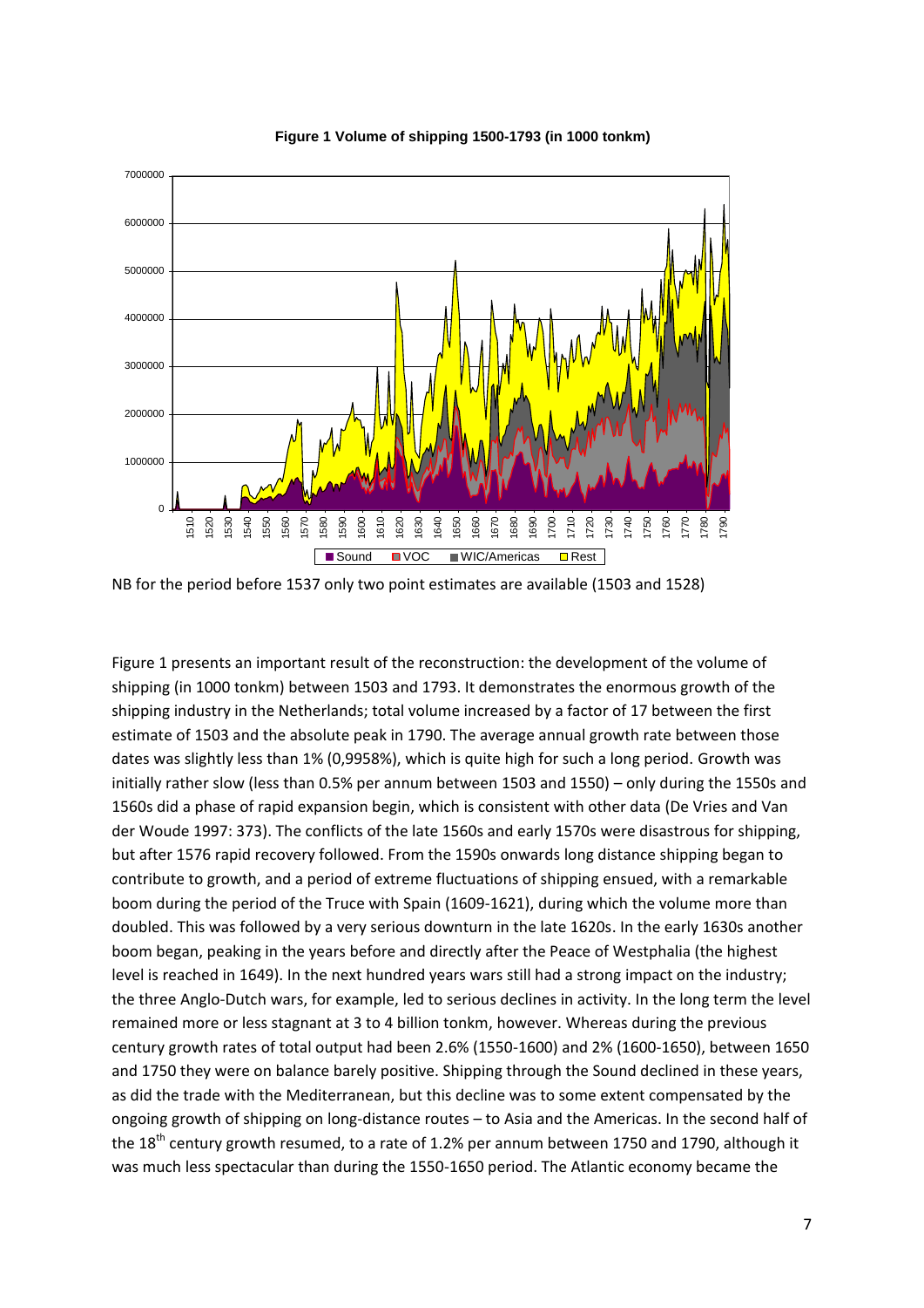**Figure 1 Volume of shipping 1500-1793 (in 1000 tonkm)**

NB for the period before 1537 only two point estimates are available (1503 and 1528)

Figure 1 presents an important result of the reconstruction: the development of the volume of shipping (in 1000 tonkm) between 1503 and 1793. It demonstrates the enormous growth of the shipping industry in the Netherlands; total volume increased by a factor of 17 between the first estimate of 1503 and the absolute peak in 1790. The average annual growth rate between those dates was slightly less than 1% (0,9958%), which is quite high for such a long period. Growth was initially rather slow (less than 0.5% per annum between 1503 and 1550) – only during the 1550s and 1560s did a phase of rapid expansion begin, which is consistent with other data (De Vries and Van der Woude 1997: 373). The conflicts of the late 1560s and early 1570s were disastrous for shipping, but after 1576 rapid recovery followed. From the 1590s onwards long distance shipping began to contribute to growth, and a period of extreme fluctuations of shipping ensued, with a remarkable boom during the period of the Truce with Spain (1609-1621), during which the volume more than doubled. This was followed by a very serious downturn in the late 1620s. In the early 1630s another boom began, peaking in the years before and directly after the Peace of Westphalia (the highest level is reached in 1649). In the next hundred years wars still had a strong impact on the industry; the three Anglo-Dutch wars, for example, led to serious declines in activity. In the long term the level remained more or less stagnant at 3 to 4 billion tonkm, however. Whereas during the previous century growth rates of total output had been 2.6% (1550-1600) and 2% (1600-1650), between 1650 and 1750 they were on balance barely positive. Shipping through the Sound declined in these years, as did the trade with the Mediterranean, but this decline was to some extent compensated by the ongoing growth of shipping on long-distance routes – to Asia and the Americas. In the second half of the 18th century growth resumed, to a rate of 1.2% per annum between 1750 and 1790, although it was much less spectacular than during the 1550-1650 period. The Atlantic economy became the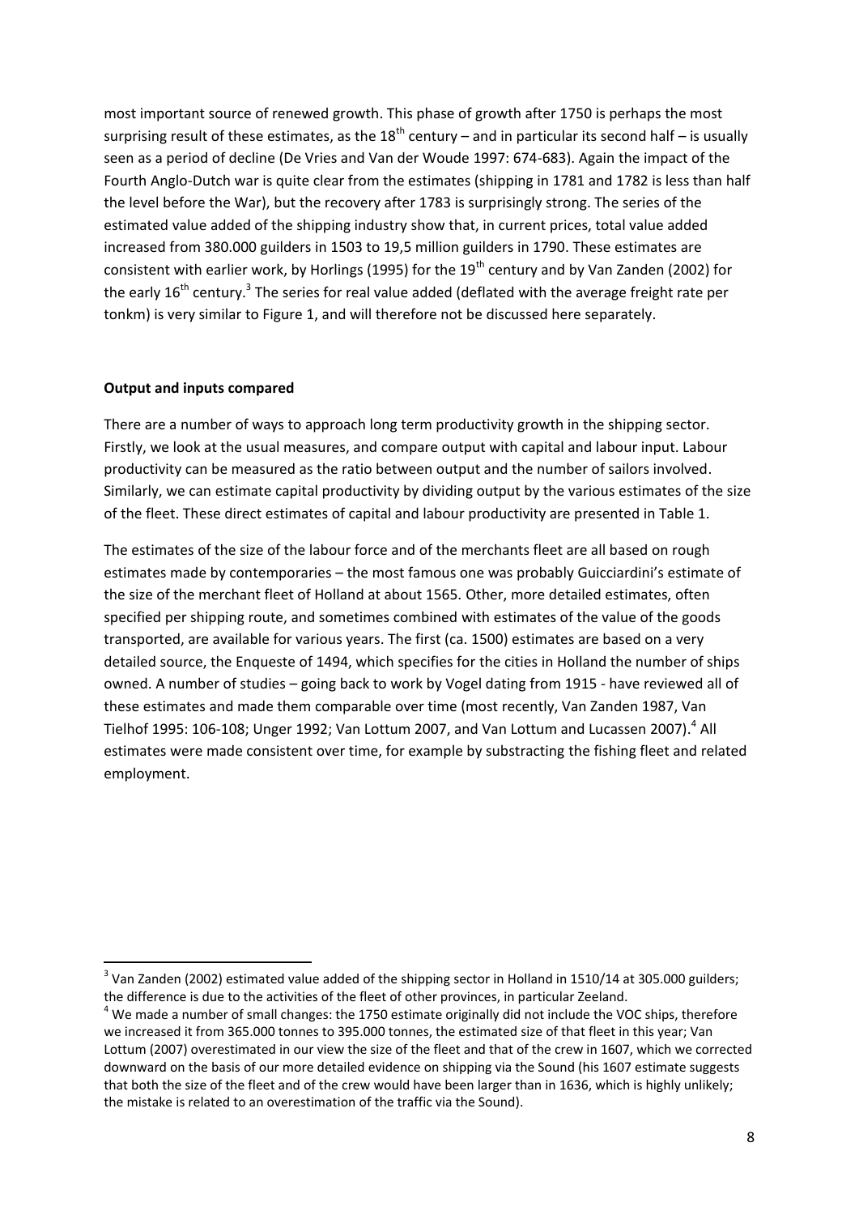most important source of renewed growth. This phase of growth after 1750 is perhaps the most surprising result of these estimates, as the 18th century – and in particular its second half – is usually seen as a period of decline (De Vries and Van der Woude 1997: 674-683). Again the impact of the Fourth Anglo-Dutch war is quite clear from the estimates (shipping in 1781 and 1782 is less than half the level before the War), but the recovery after 1783 is surprisingly strong. The series of the estimated value added of the shipping industry show that, in current prices, total value added increased from 380.000 guilders in 1503 to 19,5 million guilders in 1790. These estimates are consistent with earlier work, by Horlings (1995) for the 19th century and by Van Zanden (2002) for the early 16th century.[3] The series for real value added (deflated with the average freight rate per tonkm) is very similar to Figure 1, and will therefore not be discussed here separately.

**Output and inputs compared**

There are a number of ways to approach long term productivity growth in the shipping sector. Firstly, we look at the usual measures, and compare output with capital and labour input. Labour productivity can be measured as the ratio between output and the number of sailors involved. Similarly, we can estimate capital productivity by dividing output by the various estimates of the size of the fleet. These direct estimates of capital and labour productivity are presented in Table 1.

The estimates of the size of the labour force and of the merchants fleet are all based on rough estimates made by contemporaries – the most famous one was probably Guicciardini's estimate of the size of the merchant fleet of Holland at about 1565. Other, more detailed estimates, often specified per shipping route, and sometimes combined with estimates of the value of the goods transported, are available for various years. The first (ca. 1500) estimates are based on a very detailed source, the Enqueste of 1494, which specifies for the cities in Holland the number of ships owned. A number of studies – going back to work by Vogel dating from 1915 - have reviewed all of these estimates and made them comparable over time (most recently, Van Zanden 1987, Van Tielhof 1995: 106-108; Unger 1992; Van Lottum 2007, and Van Lottum and Lucassen 2007).[4] All estimates were made consistent over time, for example by substracting the fishing fleet and related employment.

[3] Van Zanden (2002) estimated value added of the shipping sector in Holland in 1510/14 at 305.000 guilders; the difference is due to the activities of the fleet of other provinces, in particular Zeeland.

[4] We made a number of small changes: the 1750 estimate originally did not include the VOC ships, therefore we increased it from 365.000 tonnes to 395.000 tonnes, the estimated size of that fleet in this year; Van Lottum (2007) overestimated in our view the size of the fleet and that of the crew in 1607, which we corrected downward on the basis of our more detailed evidence on shipping via the Sound (his 1607 estimate suggests that both the size of the fleet and of the crew would have been larger than in 1636, which is highly unlikely; the mistake is related to an overestimation of the traffic via the Sound).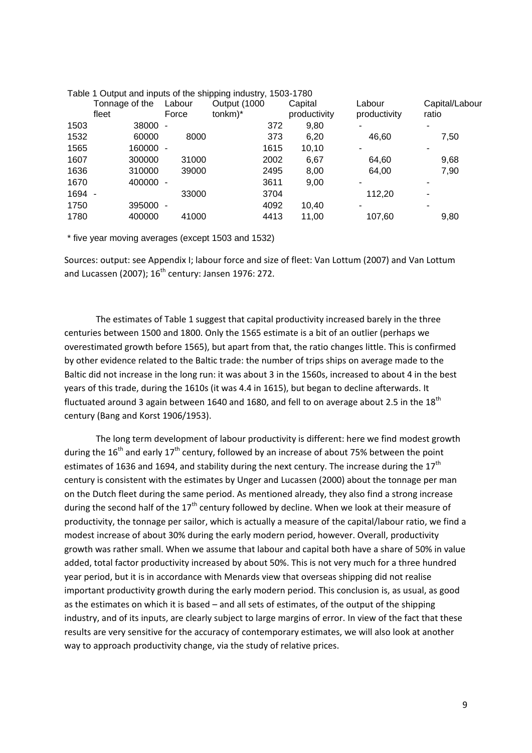Table 1 Output and inputs of the shipping industry, 1503-1780

| | Tonnage of the fleet | Labour Force | Output (1000 tonkm)* | Capital productivity | Labour productivity | Capital/Labour ratio |
|---|---|---|---|---|---|---|
| 1503 | 38000 | - | 372 | 9,80 | - | - |
| 1532 | 60000 | 8000 | 373 | 6,20 | 46,60 | 7,50 |
| 1565 | 160000 | - | 1615 | 10,10 | - | - |
| 1607 | 300000 | 31000 | 2002 | 6,67 | 64,60 | 9,68 |
| 1636 | 310000 | 39000 | 2495 | 8,00 | 64,00 | 7,90 |
| 1670 | 400000 | - | 3611 | 9,00 | - | - |
| 1694 | - | 33000 | 3704 | | 112,20 | - |
| 1750 | 395000 | - | 4092 | 10,40 | - | - |
| 1780 | 400000 | 41000 | 4413 | 11,00 | 107,60 | 9,80 |

\* five year moving averages (except 1503 and 1532)

Sources: output: see Appendix I; labour force and size of fleet: Van Lottum (2007) and Van Lottum and Lucassen (2007); 16th century: Jansen 1976: 272.

The estimates of Table 1 suggest that capital productivity increased barely in the three centuries between 1500 and 1800. Only the 1565 estimate is a bit of an outlier (perhaps we overestimated growth before 1565), but apart from that, the ratio changes little. This is confirmed by other evidence related to the Baltic trade: the number of trips ships on average made to the Baltic did not increase in the long run: it was about 3 in the 1560s, increased to about 4 in the best years of this trade, during the 1610s (it was 4.4 in 1615), but began to decline afterwards. It fluctuated around 3 again between 1640 and 1680, and fell to on average about 2.5 in the 18th century (Bang and Korst 1906/1953).

The long term development of labour productivity is different: here we find modest growth during the 16th and early 17th century, followed by an increase of about 75% between the point estimates of 1636 and 1694, and stability during the next century. The increase during the 17th century is consistent with the estimates by Unger and Lucassen (2000) about the tonnage per man on the Dutch fleet during the same period. As mentioned already, they also find a strong increase during the second half of the 17th century followed by decline. When we look at their measure of productivity, the tonnage per sailor, which is actually a measure of the capital/labour ratio, we find a modest increase of about 30% during the early modern period, however. Overall, productivity growth was rather small. When we assume that labour and capital both have a share of 50% in value added, total factor productivity increased by about 50%. This is not very much for a three hundred year period, but it is in accordance with Menards view that overseas shipping did not realise important productivity growth during the early modern period. This conclusion is, as usual, as good as the estimates on which it is based – and all sets of estimates, of the output of the shipping industry, and of its inputs, are clearly subject to large margins of error. In view of the fact that these results are very sensitive for the accuracy of contemporary estimates, we will also look at another way to approach productivity change, via the study of relative prices.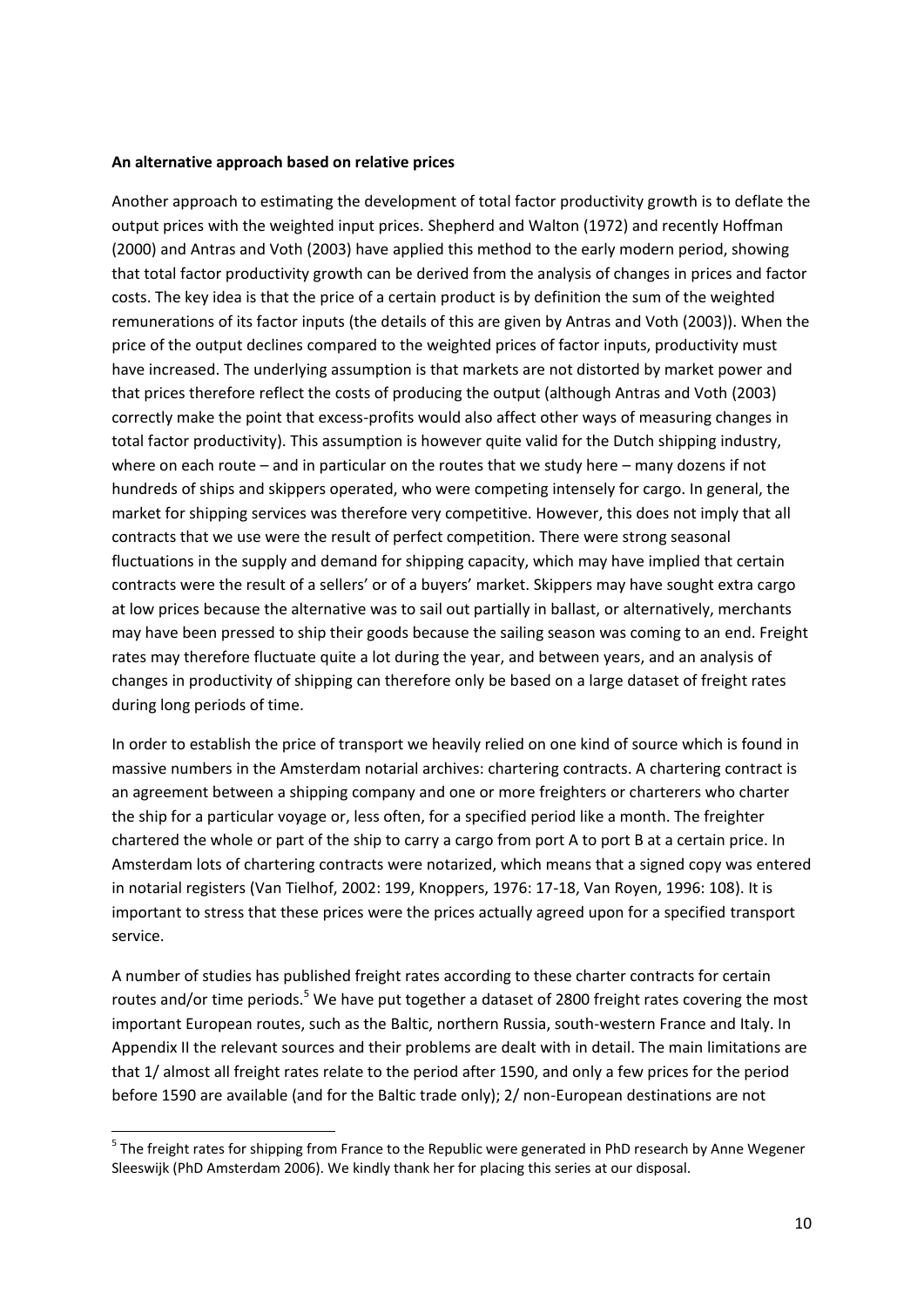**An alternative approach based on relative prices**

Another approach to estimating the development of total factor productivity growth is to deflate the output prices with the weighted input prices. Shepherd and Walton (1972) and recently Hoffman (2000) and Antras and Voth (2003) have applied this method to the early modern period, showing that total factor productivity growth can be derived from the analysis of changes in prices and factor costs. The key idea is that the price of a certain product is by definition the sum of the weighted remunerations of its factor inputs (the details of this are given by Antras and Voth (2003)). When the price of the output declines compared to the weighted prices of factor inputs, productivity must have increased. The underlying assumption is that markets are not distorted by market power and that prices therefore reflect the costs of producing the output (although Antras and Voth (2003) correctly make the point that excess-profits would also affect other ways of measuring changes in total factor productivity). This assumption is however quite valid for the Dutch shipping industry, where on each route – and in particular on the routes that we study here – many dozens if not hundreds of ships and skippers operated, who were competing intensely for cargo. In general, the market for shipping services was therefore very competitive. However, this does not imply that all contracts that we use were the result of perfect competition. There were strong seasonal fluctuations in the supply and demand for shipping capacity, which may have implied that certain contracts were the result of a sellers' or of a buyers' market. Skippers may have sought extra cargo at low prices because the alternative was to sail out partially in ballast, or alternatively, merchants may have been pressed to ship their goods because the sailing season was coming to an end. Freight rates may therefore fluctuate quite a lot during the year, and between years, and an analysis of changes in productivity of shipping can therefore only be based on a large dataset of freight rates during long periods of time.

In order to establish the price of transport we heavily relied on one kind of source which is found in massive numbers in the Amsterdam notarial archives: chartering contracts. A chartering contract is an agreement between a shipping company and one or more freighters or charterers who charter the ship for a particular voyage or, less often, for a specified period like a month. The freighter chartered the whole or part of the ship to carry a cargo from port A to port B at a certain price. In Amsterdam lots of chartering contracts were notarized, which means that a signed copy was entered in notarial registers (Van Tielhof, 2002: 199, Knoppers, 1976: 17-18, Van Royen, 1996: 108). It is important to stress that these prices were the prices actually agreed upon for a specified transport service.

A number of studies has published freight rates according to these charter contracts for certain routes and/or time periods.[5] We have put together a dataset of 2800 freight rates covering the most important European routes, such as the Baltic, northern Russia, south-western France and Italy. In Appendix II the relevant sources and their problems are dealt with in detail. The main limitations are that 1/ almost all freight rates relate to the period after 1590, and only a few prices for the period before 1590 are available (and for the Baltic trade only); 2/ non-European destinations are not

[5] The freight rates for shipping from France to the Republic were generated in PhD research by Anne Wegener Sleeswijk (PhD Amsterdam 2006). We kindly thank her for placing this series at our disposal.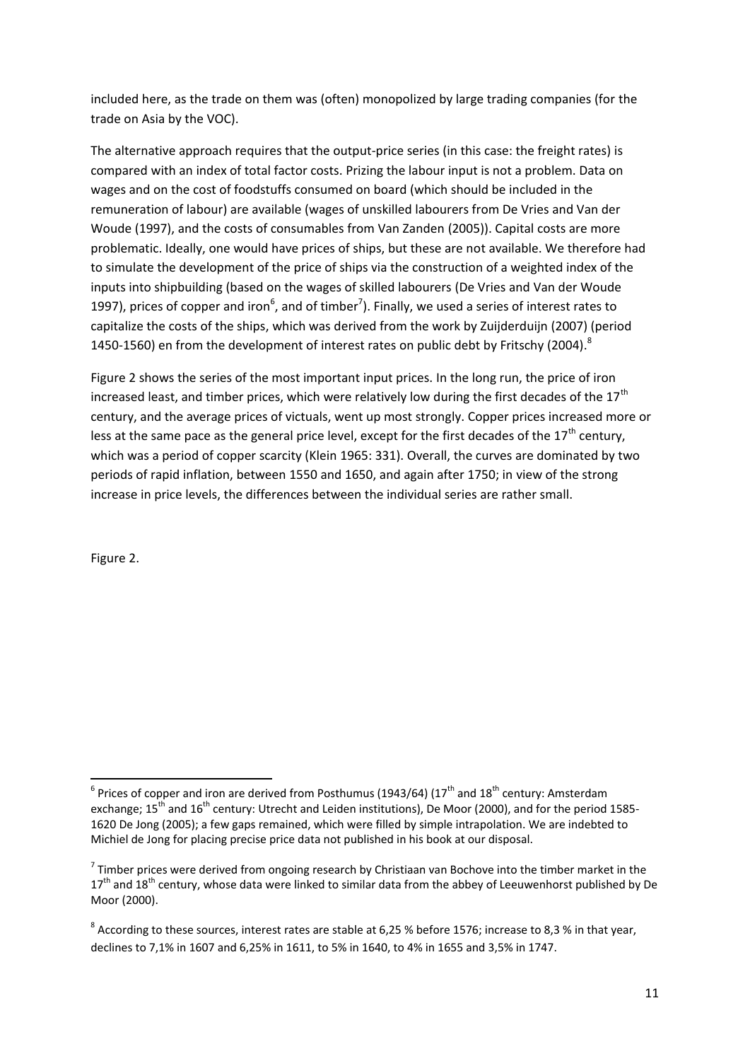included here, as the trade on them was (often) monopolized by large trading companies (for the trade on Asia by the VOC).

The alternative approach requires that the output-price series (in this case: the freight rates) is compared with an index of total factor costs. Prizing the labour input is not a problem. Data on wages and on the cost of foodstuffs consumed on board (which should be included in the remuneration of labour) are available (wages of unskilled labourers from De Vries and Van der Woude (1997), and the costs of consumables from Van Zanden (2005)). Capital costs are more problematic. Ideally, one would have prices of ships, but these are not available. We therefore had to simulate the development of the price of ships via the construction of a weighted index of the inputs into shipbuilding (based on the wages of skilled labourers (De Vries and Van der Woude 1997), prices of copper and iron[6], and of timber[7]). Finally, we used a series of interest rates to capitalize the costs of the ships, which was derived from the work by Zuijderduijn (2007) (period 1450-1560) en from the development of interest rates on public debt by Fritschy (2004).[8]

Figure 2 shows the series of the most important input prices. In the long run, the price of iron increased least, and timber prices, which were relatively low during the first decades of the 17th century, and the average prices of victuals, went up most strongly. Copper prices increased more or less at the same pace as the general price level, except for the first decades of the 17th century, which was a period of copper scarcity (Klein 1965: 331). Overall, the curves are dominated by two periods of rapid inflation, between 1550 and 1650, and again after 1750; in view of the strong increase in price levels, the differences between the individual series are rather small.

Figure 2.

[6] Prices of copper and iron are derived from Posthumus (1943/64) (17th and 18th century: Amsterdam exchange; 15th and 16th century: Utrecht and Leiden institutions), De Moor (2000), and for the period 1585-1620 De Jong (2005); a few gaps remained, which were filled by simple intrapolation. We are indebted to Michiel de Jong for placing precise price data not published in his book at our disposal.

[7] Timber prices were derived from ongoing research by Christiaan van Bochove into the timber market in the 17th and 18th century, whose data were linked to similar data from the abbey of Leeuwenhorst published by De Moor (2000).

[8] According to these sources, interest rates are stable at 6,25 % before 1576; increase to 8,3 % in that year, declines to 7,1% in 1607 and 6,25% in 1611, to 5% in 1640, to 4% in 1655 and 3,5% in 1747.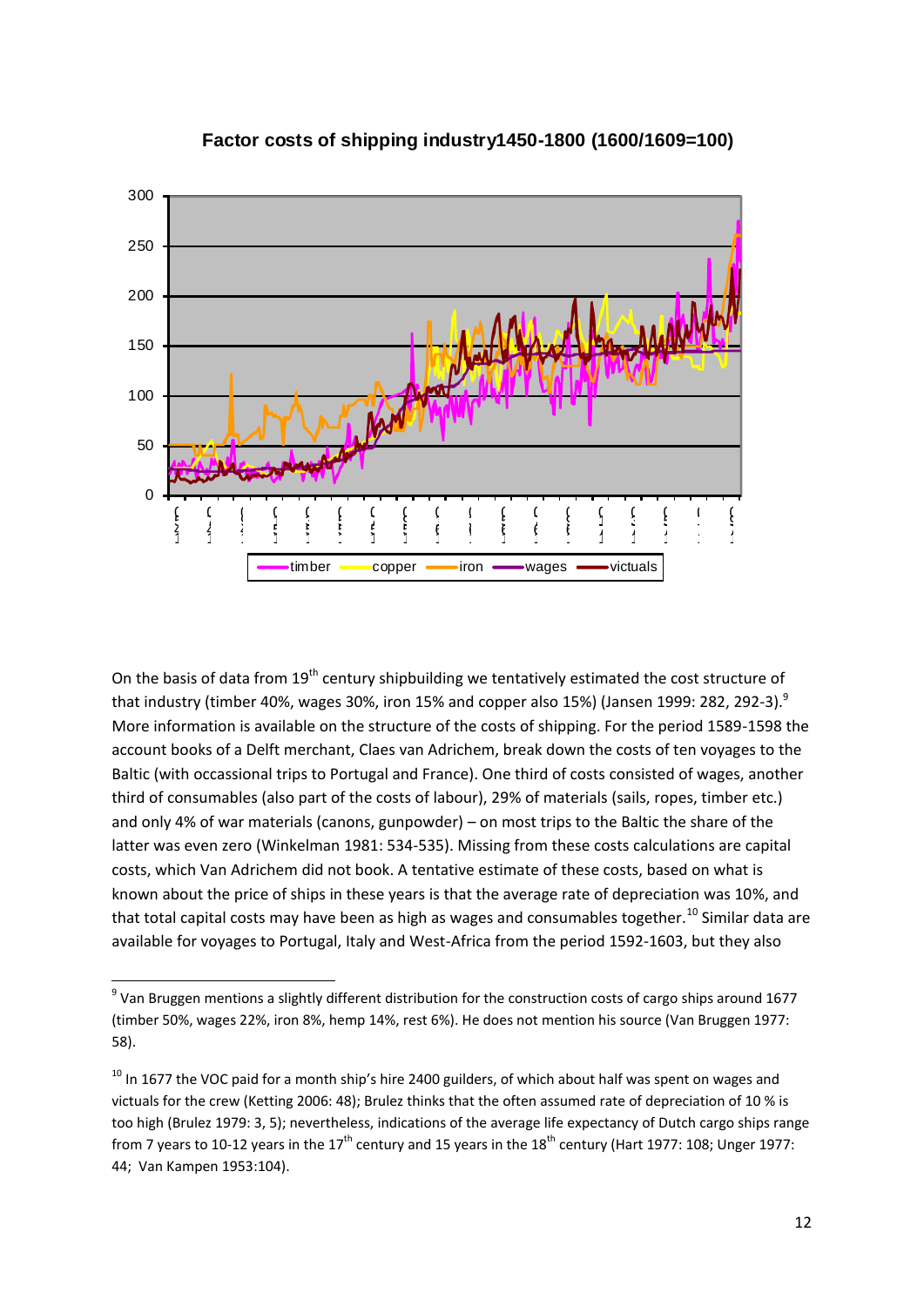**Factor costs of shipping industry1450-1800 (1600/1609=100)**

On the basis of data from 19th century shipbuilding we tentatively estimated the cost structure of that industry (timber 40%, wages 30%, iron 15% and copper also 15%) (Jansen 1999: 282, 292-3).[9] More information is available on the structure of the costs of shipping. For the period 1589-1598 the account books of a Delft merchant, Claes van Adrichem, break down the costs of ten voyages to the Baltic (with occassional trips to Portugal and France). One third of costs consisted of wages, another third of consumables (also part of the costs of labour), 29% of materials (sails, ropes, timber etc.) and only 4% of war materials (canons, gunpowder) – on most trips to the Baltic the share of the latter was even zero (Winkelman 1981: 534-535). Missing from these costs calculations are capital costs, which Van Adrichem did not book. A tentative estimate of these costs, based on what is known about the price of ships in these years is that the average rate of depreciation was 10%, and that total capital costs may have been as high as wages and consumables together.[10] Similar data are available for voyages to Portugal, Italy and West-Africa from the period 1592-1603, but they also

[9] Van Bruggen mentions a slightly different distribution for the construction costs of cargo ships around 1677 (timber 50%, wages 22%, iron 8%, hemp 14%, rest 6%). He does not mention his source (Van Bruggen 1977: 58).

[10] In 1677 the VOC paid for a month ship's hire 2400 guilders, of which about half was spent on wages and victuals for the crew (Ketting 2006: 48); Brulez thinks that the often assumed rate of depreciation of 10 % is too high (Brulez 1979: 3, 5); nevertheless, indications of the average life expectancy of Dutch cargo ships range from 7 years to 10-12 years in the 17th century and 15 years in the 18th century (Hart 1977: 108; Unger 1977: 44; Van Kampen 1953:104).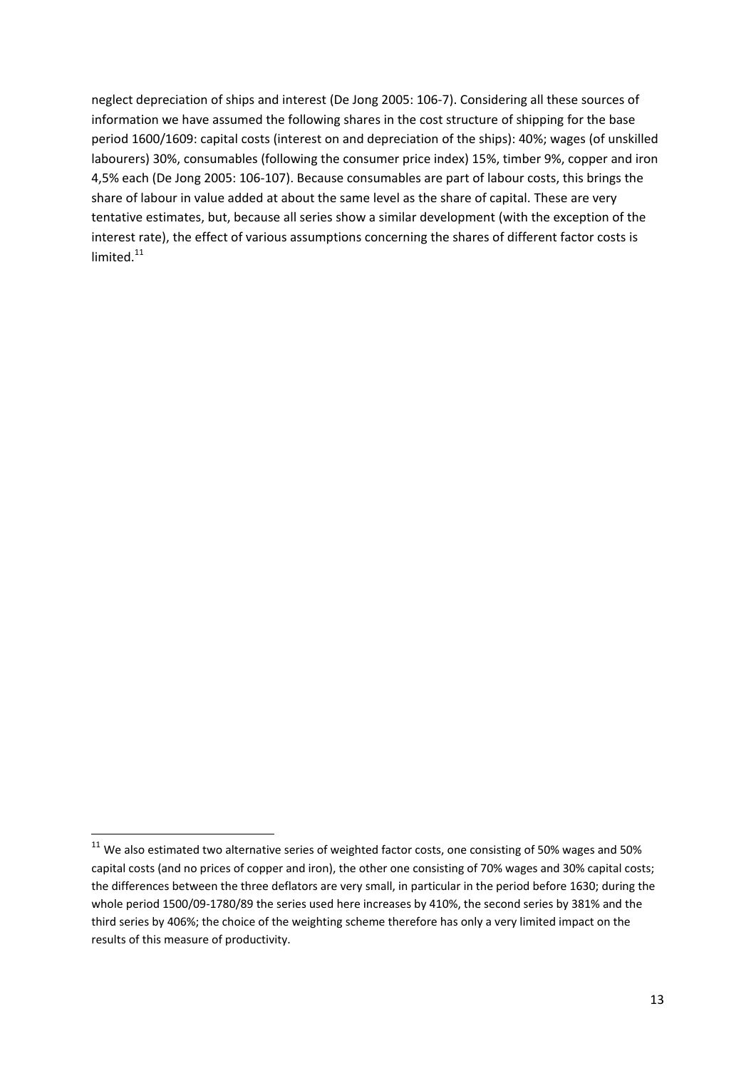neglect depreciation of ships and interest (De Jong 2005: 106-7). Considering all these sources of information we have assumed the following shares in the cost structure of shipping for the base period 1600/1609: capital costs (interest on and depreciation of the ships): 40%; wages (of unskilled labourers) 30%, consumables (following the consumer price index) 15%, timber 9%, copper and iron 4,5% each (De Jong 2005: 106-107). Because consumables are part of labour costs, this brings the share of labour in value added at about the same level as the share of capital. These are very tentative estimates, but, because all series show a similar development (with the exception of the interest rate), the effect of various assumptions concerning the shares of different factor costs is limited.[11]

---

[11] We also estimated two alternative series of weighted factor costs, one consisting of 50% wages and 50% capital costs (and no prices of copper and iron), the other one consisting of 70% wages and 30% capital costs; the differences between the three deflators are very small, in particular in the period before 1630; during the whole period 1500/09-1780/89 the series used here increases by 410%, the second series by 381% and the third series by 406%; the choice of the weighting scheme therefore has only a very limited impact on the results of this measure of productivity.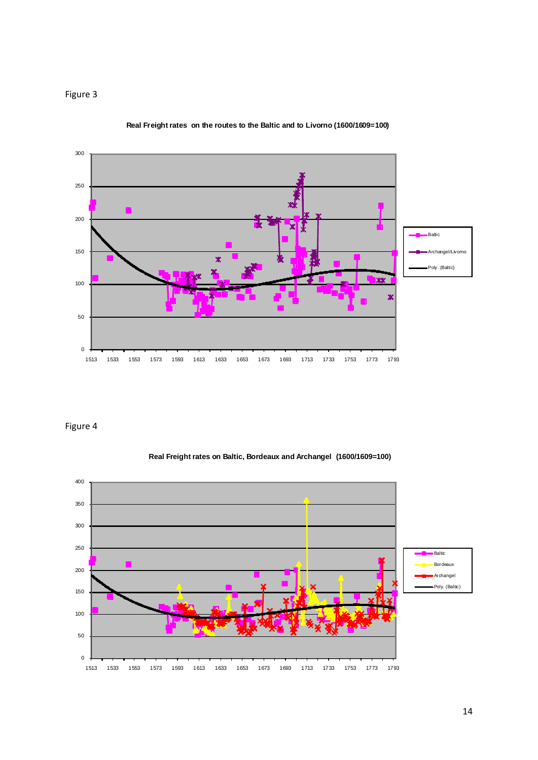Figure 3

**Real Freight rates on the routes to the Baltic and to Livorno (1600/1609=100)**

Figure 4

**Real Freight rates on Baltic, Bordeaux and Archangel (1600/1609=100)**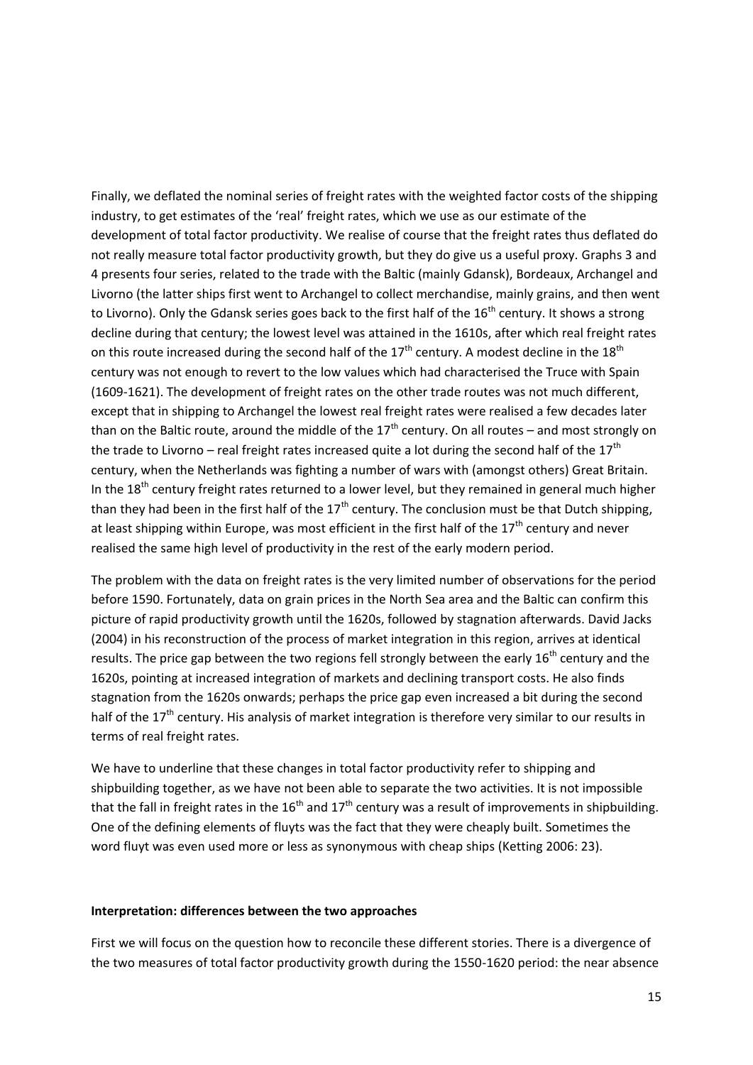Finally, we deflated the nominal series of freight rates with the weighted factor costs of the shipping industry, to get estimates of the 'real' freight rates, which we use as our estimate of the development of total factor productivity. We realise of course that the freight rates thus deflated do not really measure total factor productivity growth, but they do give us a useful proxy. Graphs 3 and 4 presents four series, related to the trade with the Baltic (mainly Gdansk), Bordeaux, Archangel and Livorno (the latter ships first went to Archangel to collect merchandise, mainly grains, and then went to Livorno). Only the Gdansk series goes back to the first half of the 16th century. It shows a strong decline during that century; the lowest level was attained in the 1610s, after which real freight rates on this route increased during the second half of the 17th century. A modest decline in the 18th century was not enough to revert to the low values which had characterised the Truce with Spain (1609-1621). The development of freight rates on the other trade routes was not much different, except that in shipping to Archangel the lowest real freight rates were realised a few decades later than on the Baltic route, around the middle of the 17th century. On all routes – and most strongly on the trade to Livorno – real freight rates increased quite a lot during the second half of the 17th century, when the Netherlands was fighting a number of wars with (amongst others) Great Britain. In the 18th century freight rates returned to a lower level, but they remained in general much higher than they had been in the first half of the 17th century. The conclusion must be that Dutch shipping, at least shipping within Europe, was most efficient in the first half of the 17th century and never realised the same high level of productivity in the rest of the early modern period.

The problem with the data on freight rates is the very limited number of observations for the period before 1590. Fortunately, data on grain prices in the North Sea area and the Baltic can confirm this picture of rapid productivity growth until the 1620s, followed by stagnation afterwards. David Jacks (2004) in his reconstruction of the process of market integration in this region, arrives at identical results. The price gap between the two regions fell strongly between the early 16th century and the 1620s, pointing at increased integration of markets and declining transport costs. He also finds stagnation from the 1620s onwards; perhaps the price gap even increased a bit during the second half of the 17th century. His analysis of market integration is therefore very similar to our results in terms of real freight rates.

We have to underline that these changes in total factor productivity refer to shipping and shipbuilding together, as we have not been able to separate the two activities. It is not impossible that the fall in freight rates in the 16th and 17th century was a result of improvements in shipbuilding. One of the defining elements of fluyts was the fact that they were cheaply built. Sometimes the word fluyt was even used more or less as synonymous with cheap ships (Ketting 2006: 23).

**Interpretation: differences between the two approaches**

First we will focus on the question how to reconcile these different stories. There is a divergence of the two measures of total factor productivity growth during the 1550-1620 period: the near absence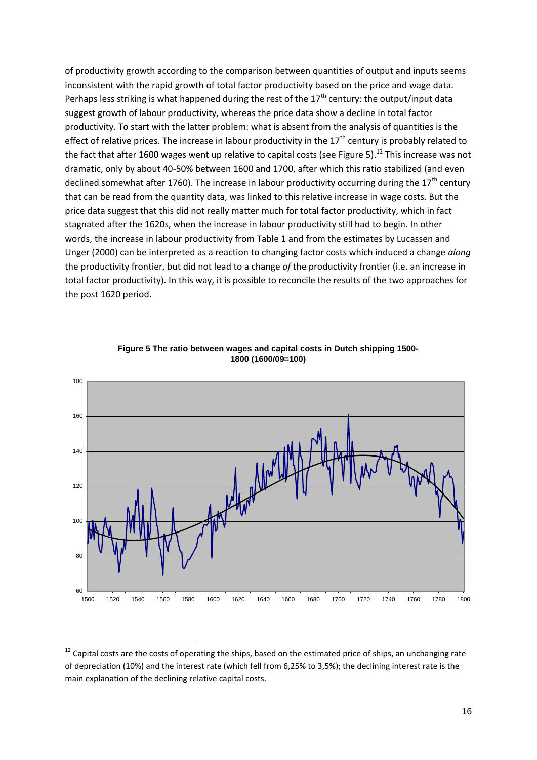of productivity growth according to the comparison between quantities of output and inputs seems inconsistent with the rapid growth of total factor productivity based on the price and wage data. Perhaps less striking is what happened during the rest of the 17th century: the output/input data suggest growth of labour productivity, whereas the price data show a decline in total factor productivity. To start with the latter problem: what is absent from the analysis of quantities is the effect of relative prices. The increase in labour productivity in the 17th century is probably related to the fact that after 1600 wages went up relative to capital costs (see Figure 5).[12] This increase was not dramatic, only by about 40-50% between 1600 and 1700, after which this ratio stabilized (and even declined somewhat after 1760). The increase in labour productivity occurring during the 17th century that can be read from the quantity data, was linked to this relative increase in wage costs. But the price data suggest that this did not really matter much for total factor productivity, which in fact stagnated after the 1620s, when the increase in labour productivity still had to begin. In other words, the increase in labour productivity from Table 1 and from the estimates by Lucassen and Unger (2000) can be interpreted as a reaction to changing factor costs which induced a change *along* the productivity frontier, but did not lead to a change *of* the productivity frontier (i.e. an increase in total factor productivity). In this way, it is possible to reconcile the results of the two approaches for the post 1620 period.

**Figure 5 The ratio between wages and capital costs in Dutch shipping 1500-1800 (1600/09=100)**

[12] Capital costs are the costs of operating the ships, based on the estimated price of ships, an unchanging rate of depreciation (10%) and the interest rate (which fell from 6,25% to 3,5%); the declining interest rate is the main explanation of the declining relative capital costs.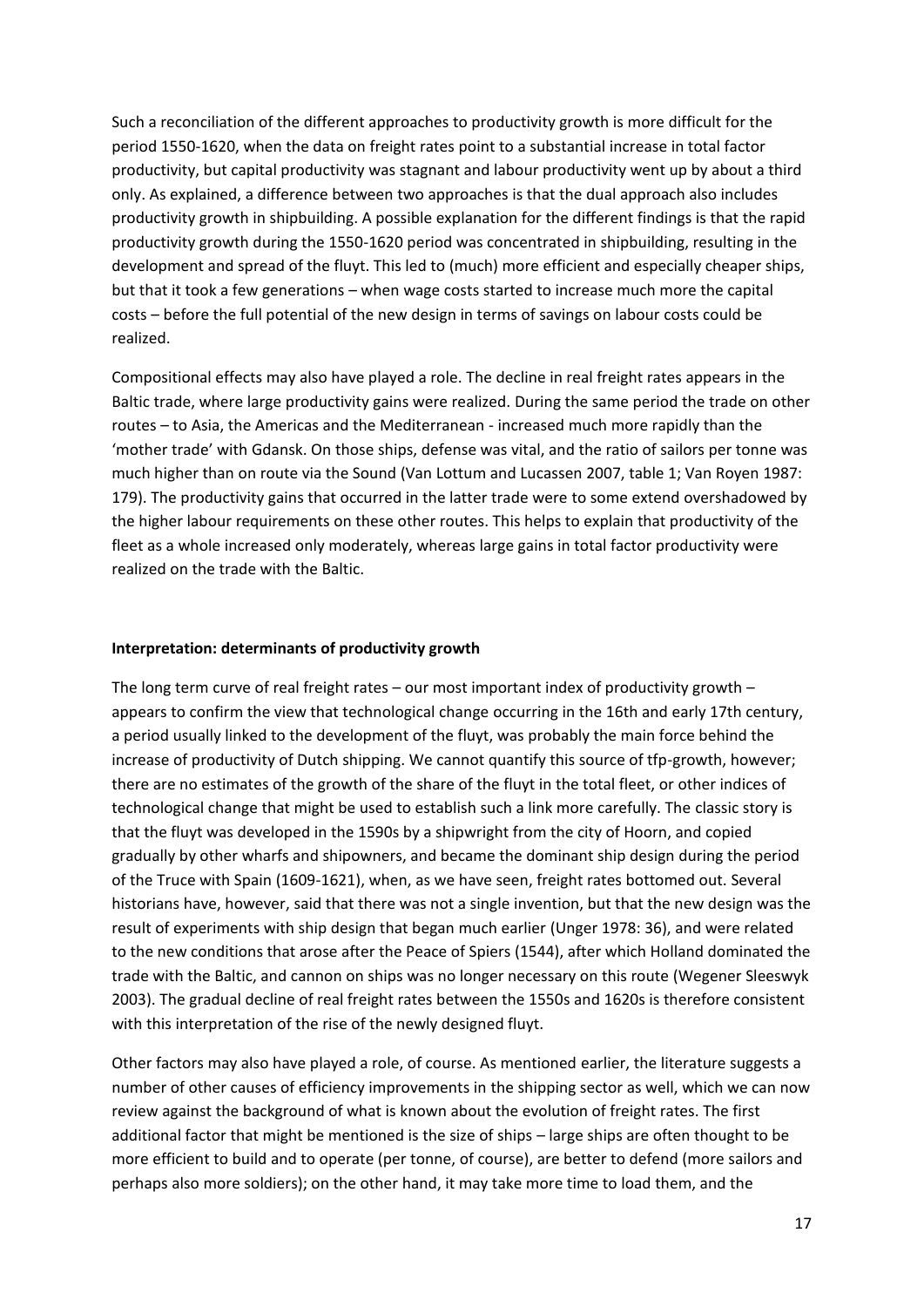Such a reconciliation of the different approaches to productivity growth is more difficult for the period 1550-1620, when the data on freight rates point to a substantial increase in total factor productivity, but capital productivity was stagnant and labour productivity went up by about a third only. As explained, a difference between two approaches is that the dual approach also includes productivity growth in shipbuilding. A possible explanation for the different findings is that the rapid productivity growth during the 1550-1620 period was concentrated in shipbuilding, resulting in the development and spread of the fluyt. This led to (much) more efficient and especially cheaper ships, but that it took a few generations – when wage costs started to increase much more the capital costs – before the full potential of the new design in terms of savings on labour costs could be realized.

Compositional effects may also have played a role. The decline in real freight rates appears in the Baltic trade, where large productivity gains were realized. During the same period the trade on other routes – to Asia, the Americas and the Mediterranean - increased much more rapidly than the 'mother trade' with Gdansk. On those ships, defense was vital, and the ratio of sailors per tonne was much higher than on route via the Sound (Van Lottum and Lucassen 2007, table 1; Van Royen 1987: 179). The productivity gains that occurred in the latter trade were to some extend overshadowed by the higher labour requirements on these other routes. This helps to explain that productivity of the fleet as a whole increased only moderately, whereas large gains in total factor productivity were realized on the trade with the Baltic.

**Interpretation: determinants of productivity growth**

The long term curve of real freight rates – our most important index of productivity growth – appears to confirm the view that technological change occurring in the 16th and early 17th century, a period usually linked to the development of the fluyt, was probably the main force behind the increase of productivity of Dutch shipping. We cannot quantify this source of tfp-growth, however; there are no estimates of the growth of the share of the fluyt in the total fleet, or other indices of technological change that might be used to establish such a link more carefully. The classic story is that the fluyt was developed in the 1590s by a shipwright from the city of Hoorn, and copied gradually by other wharfs and shipowners, and became the dominant ship design during the period of the Truce with Spain (1609-1621), when, as we have seen, freight rates bottomed out. Several historians have, however, said that there was not a single invention, but that the new design was the result of experiments with ship design that began much earlier (Unger 1978: 36), and were related to the new conditions that arose after the Peace of Spiers (1544), after which Holland dominated the trade with the Baltic, and cannon on ships was no longer necessary on this route (Wegener Sleeswyk 2003). The gradual decline of real freight rates between the 1550s and 1620s is therefore consistent with this interpretation of the rise of the newly designed fluyt.

Other factors may also have played a role, of course. As mentioned earlier, the literature suggests a number of other causes of efficiency improvements in the shipping sector as well, which we can now review against the background of what is known about the evolution of freight rates. The first additional factor that might be mentioned is the size of ships – large ships are often thought to be more efficient to build and to operate (per tonne, of course), are better to defend (more sailors and perhaps also more soldiers); on the other hand, it may take more time to load them, and the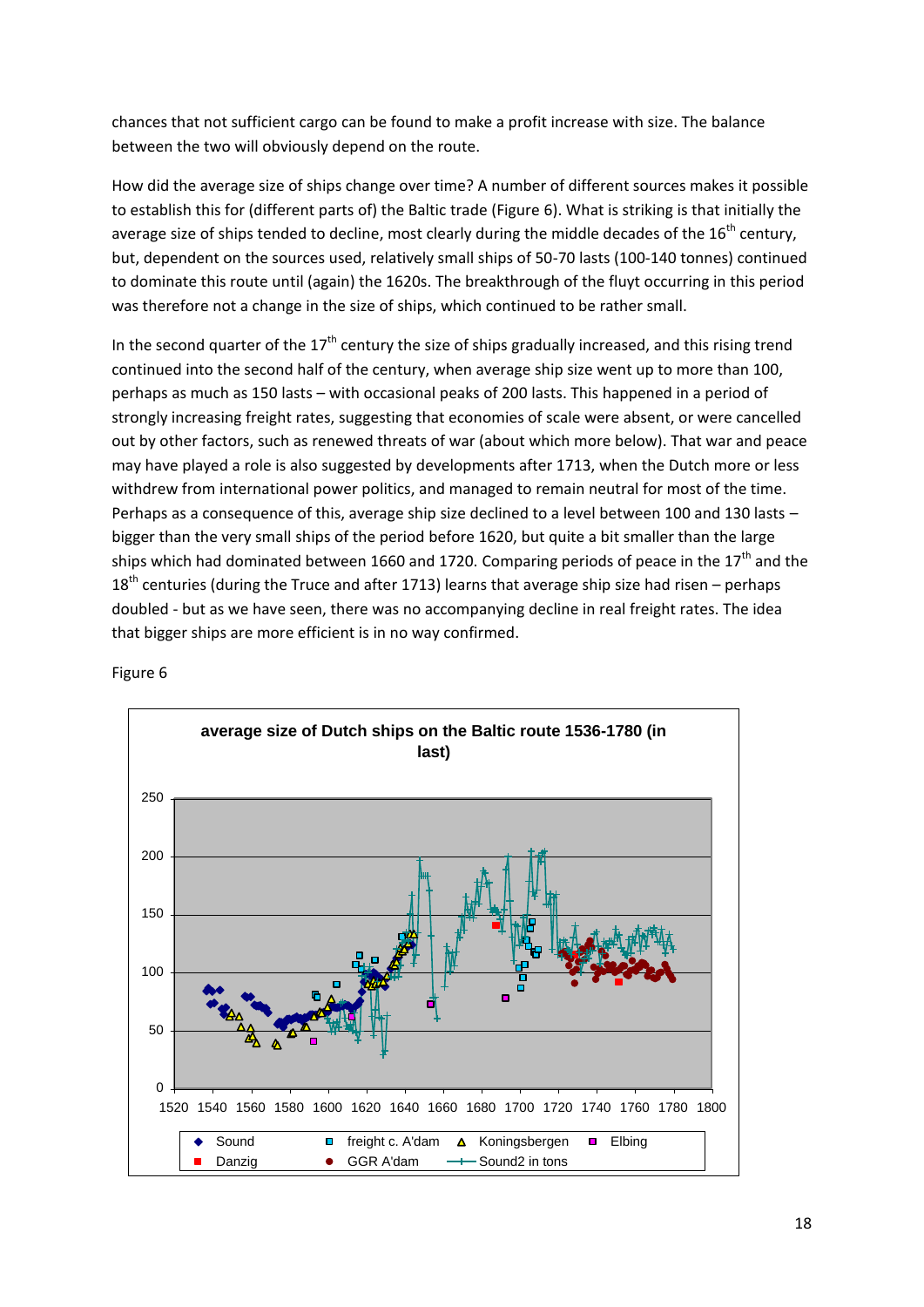chances that not sufficient cargo can be found to make a profit increase with size. The balance between the two will obviously depend on the route.

How did the average size of ships change over time? A number of different sources makes it possible to establish this for (different parts of) the Baltic trade (Figure 6). What is striking is that initially the average size of ships tended to decline, most clearly during the middle decades of the 16th century, but, dependent on the sources used, relatively small ships of 50-70 lasts (100-140 tonnes) continued to dominate this route until (again) the 1620s. The breakthrough of the fluyt occurring in this period was therefore not a change in the size of ships, which continued to be rather small.

In the second quarter of the 17th century the size of ships gradually increased, and this rising trend continued into the second half of the century, when average ship size went up to more than 100, perhaps as much as 150 lasts – with occasional peaks of 200 lasts. This happened in a period of strongly increasing freight rates, suggesting that economies of scale were absent, or were cancelled out by other factors, such as renewed threats of war (about which more below). That war and peace may have played a role is also suggested by developments after 1713, when the Dutch more or less withdrew from international power politics, and managed to remain neutral for most of the time. Perhaps as a consequence of this, average ship size declined to a level between 100 and 130 lasts – bigger than the very small ships of the period before 1620, but quite a bit smaller than the large ships which had dominated between 1660 and 1720. Comparing periods of peace in the 17th and the 18th centuries (during the Truce and after 1713) learns that average ship size had risen – perhaps doubled - but as we have seen, there was no accompanying decline in real freight rates. The idea that bigger ships are more efficient is in no way confirmed.

Figure 6

**average size of Dutch ships on the Baltic route 1536-1780 (in last)**

Legend: Sound; freight c. A'dam; Koningsbergen; Elbing; Danzig; GGR A'dam; Sound2 in tons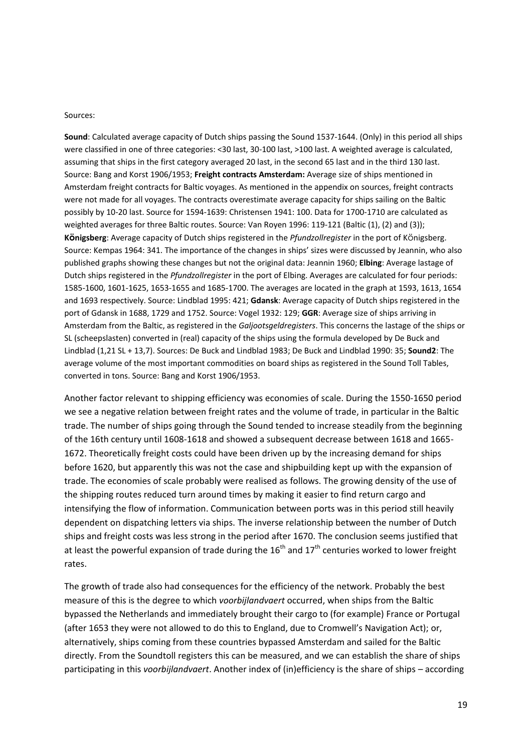Sources:

**Sound**: Calculated average capacity of Dutch ships passing the Sound 1537-1644. (Only) in this period all ships were classified in one of three categories: <30 last, 30-100 last, >100 last. A weighted average is calculated, assuming that ships in the first category averaged 20 last, in the second 65 last and in the third 130 last. Source: Bang and Korst 1906/1953; **Freight contracts Amsterdam:** Average size of ships mentioned in Amsterdam freight contracts for Baltic voyages. As mentioned in the appendix on sources, freight contracts were not made for all voyages. The contracts overestimate average capacity for ships sailing on the Baltic possibly by 10-20 last. Source for 1594-1639: Christensen 1941: 100. Data for 1700-1710 are calculated as weighted averages for three Baltic routes. Source: Van Royen 1996: 119-121 (Baltic (1), (2) and (3)); **KÖnigsberg**: Average capacity of Dutch ships registered in the *Pfundzollregister* in the port of KÖnigsberg. Source: Kempas 1964: 341. The importance of the changes in ships' sizes were discussed by Jeannin, who also published graphs showing these changes but not the original data: Jeannin 1960; **Elbing**: Average lastage of Dutch ships registered in the *Pfundzollregister* in the port of Elbing. Averages are calculated for four periods: 1585-1600, 1601-1625, 1653-1655 and 1685-1700. The averages are located in the graph at 1593, 1613, 1654 and 1693 respectively. Source: Lindblad 1995: 421; **Gdansk**: Average capacity of Dutch ships registered in the port of Gdansk in 1688, 1729 and 1752. Source: Vogel 1932: 129; **GGR**: Average size of ships arriving in Amsterdam from the Baltic, as registered in the *Galjootsgeldregisters*. This concerns the lastage of the ships or SL (scheepslasten) converted in (real) capacity of the ships using the formula developed by De Buck and Lindblad (1,21 SL + 13,7). Sources: De Buck and Lindblad 1983; De Buck and Lindblad 1990: 35; **Sound2**: The average volume of the most important commodities on board ships as registered in the Sound Toll Tables, converted in tons. Source: Bang and Korst 1906/1953.

Another factor relevant to shipping efficiency was economies of scale. During the 1550-1650 period we see a negative relation between freight rates and the volume of trade, in particular in the Baltic trade. The number of ships going through the Sound tended to increase steadily from the beginning of the 16th century until 1608-1618 and showed a subsequent decrease between 1618 and 1665-1672. Theoretically freight costs could have been driven up by the increasing demand for ships before 1620, but apparently this was not the case and shipbuilding kept up with the expansion of trade. The economies of scale probably were realised as follows. The growing density of the use of the shipping routes reduced turn around times by making it easier to find return cargo and intensifying the flow of information. Communication between ports was in this period still heavily dependent on dispatching letters via ships. The inverse relationship between the number of Dutch ships and freight costs was less strong in the period after 1670. The conclusion seems justified that at least the powerful expansion of trade during the 16th and 17th centuries worked to lower freight rates.

The growth of trade also had consequences for the efficiency of the network. Probably the best measure of this is the degree to which *voorbijlandvaert* occurred, when ships from the Baltic bypassed the Netherlands and immediately brought their cargo to (for example) France or Portugal (after 1653 they were not allowed to do this to England, due to Cromwell's Navigation Act); or, alternatively, ships coming from these countries bypassed Amsterdam and sailed for the Baltic directly. From the Soundtoll registers this can be measured, and we can establish the share of ships participating in this *voorbijlandvaert*. Another index of (in)efficiency is the share of ships – according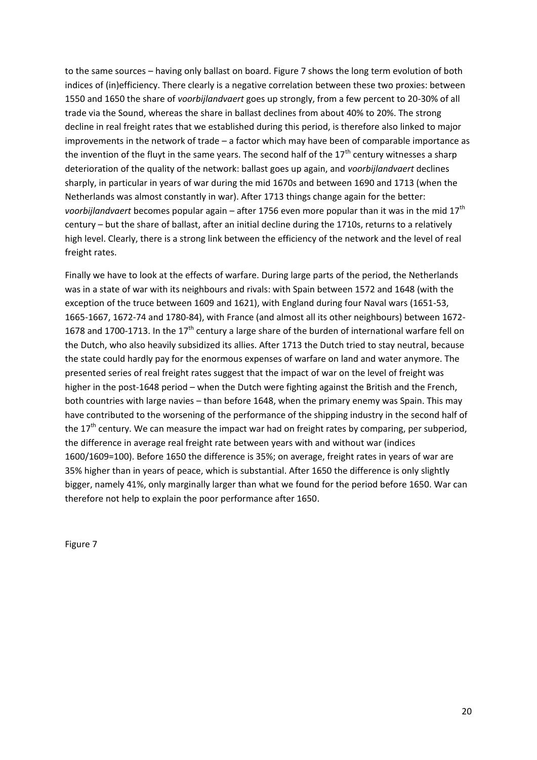to the same sources – having only ballast on board. Figure 7 shows the long term evolution of both indices of (in)efficiency. There clearly is a negative correlation between these two proxies: between 1550 and 1650 the share of *voorbijlandvaert* goes up strongly, from a few percent to 20-30% of all trade via the Sound, whereas the share in ballast declines from about 40% to 20%. The strong decline in real freight rates that we established during this period, is therefore also linked to major improvements in the network of trade – a factor which may have been of comparable importance as the invention of the fluyt in the same years. The second half of the 17th century witnesses a sharp deterioration of the quality of the network: ballast goes up again, and *voorbijlandvaert* declines sharply, in particular in years of war during the mid 1670s and between 1690 and 1713 (when the Netherlands was almost constantly in war). After 1713 things change again for the better: *voorbijlandvaert* becomes popular again – after 1756 even more popular than it was in the mid 17th century – but the share of ballast, after an initial decline during the 1710s, returns to a relatively high level. Clearly, there is a strong link between the efficiency of the network and the level of real freight rates.

Finally we have to look at the effects of warfare. During large parts of the period, the Netherlands was in a state of war with its neighbours and rivals: with Spain between 1572 and 1648 (with the exception of the truce between 1609 and 1621), with England during four Naval wars (1651-53, 1665-1667, 1672-74 and 1780-84), with France (and almost all its other neighbours) between 1672-1678 and 1700-1713. In the 17th century a large share of the burden of international warfare fell on the Dutch, who also heavily subsidized its allies. After 1713 the Dutch tried to stay neutral, because the state could hardly pay for the enormous expenses of warfare on land and water anymore. The presented series of real freight rates suggest that the impact of war on the level of freight was higher in the post-1648 period – when the Dutch were fighting against the British and the French, both countries with large navies – than before 1648, when the primary enemy was Spain. This may have contributed to the worsening of the performance of the shipping industry in the second half of the 17th century. We can measure the impact war had on freight rates by comparing, per subperiod, the difference in average real freight rate between years with and without war (indices 1600/1609=100). Before 1650 the difference is 35%; on average, freight rates in years of war are 35% higher than in years of peace, which is substantial. After 1650 the difference is only slightly bigger, namely 41%, only marginally larger than what we found for the period before 1650. War can therefore not help to explain the poor performance after 1650.

Figure 7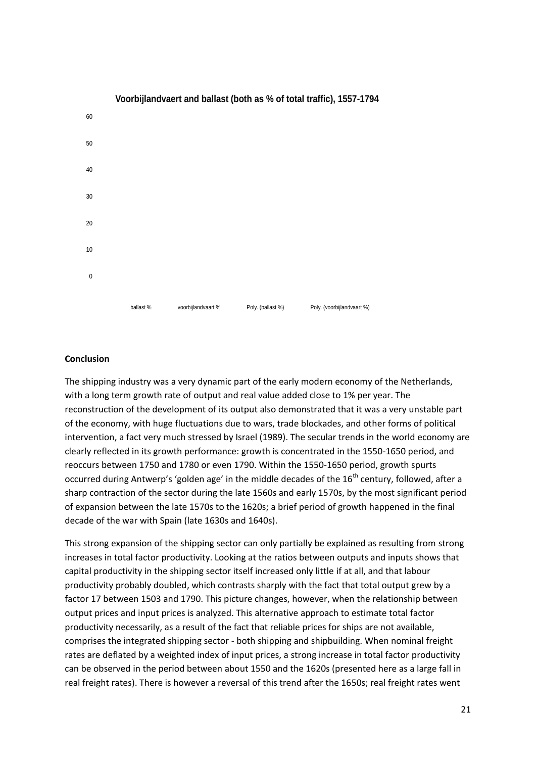**Voorbijlandvaert and ballast (both as % of total traffic), 1557-1794**

60

50

40

30

20

10

0

ballast % voorbijlandvaart % Poly. (ballast %) Poly. (voorbijlandvaart %)

## Conclusion

The shipping industry was a very dynamic part of the early modern economy of the Netherlands, with a long term growth rate of output and real value added close to 1% per year. The reconstruction of the development of its output also demonstrated that it was a very unstable part of the economy, with huge fluctuations due to wars, trade blockades, and other forms of political intervention, a fact very much stressed by Israel (1989). The secular trends in the world economy are clearly reflected in its growth performance: growth is concentrated in the 1550-1650 period, and reoccurs between 1750 and 1780 or even 1790. Within the 1550-1650 period, growth spurts occurred during Antwerp's 'golden age' in the middle decades of the 16th century, followed, after a sharp contraction of the sector during the late 1560s and early 1570s, by the most significant period of expansion between the late 1570s to the 1620s; a brief period of growth happened in the final decade of the war with Spain (late 1630s and 1640s).

This strong expansion of the shipping sector can only partially be explained as resulting from strong increases in total factor productivity. Looking at the ratios between outputs and inputs shows that capital productivity in the shipping sector itself increased only little if at all, and that labour productivity probably doubled, which contrasts sharply with the fact that total output grew by a factor 17 between 1503 and 1790. This picture changes, however, when the relationship between output prices and input prices is analyzed. This alternative approach to estimate total factor productivity necessarily, as a result of the fact that reliable prices for ships are not available, comprises the integrated shipping sector - both shipping and shipbuilding. When nominal freight rates are deflated by a weighted index of input prices, a strong increase in total factor productivity can be observed in the period between about 1550 and the 1620s (presented here as a large fall in real freight rates). There is however a reversal of this trend after the 1650s; real freight rates went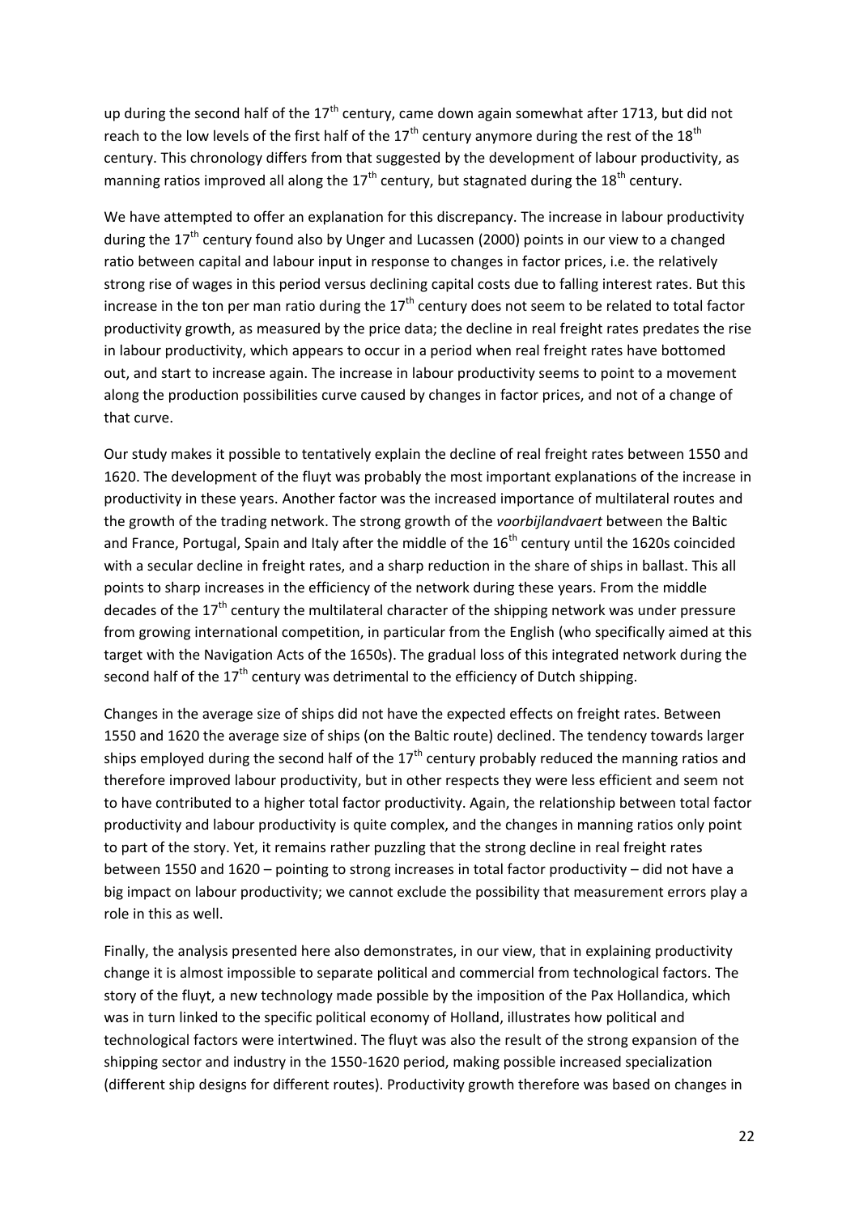up during the second half of the 17th century, came down again somewhat after 1713, but did not reach to the low levels of the first half of the 17th century anymore during the rest of the 18th century. This chronology differs from that suggested by the development of labour productivity, as manning ratios improved all along the 17th century, but stagnated during the 18th century.

We have attempted to offer an explanation for this discrepancy. The increase in labour productivity during the 17th century found also by Unger and Lucassen (2000) points in our view to a changed ratio between capital and labour input in response to changes in factor prices, i.e. the relatively strong rise of wages in this period versus declining capital costs due to falling interest rates. But this increase in the ton per man ratio during the 17th century does not seem to be related to total factor productivity growth, as measured by the price data; the decline in real freight rates predates the rise in labour productivity, which appears to occur in a period when real freight rates have bottomed out, and start to increase again. The increase in labour productivity seems to point to a movement along the production possibilities curve caused by changes in factor prices, and not of a change of that curve.

Our study makes it possible to tentatively explain the decline of real freight rates between 1550 and 1620. The development of the fluyt was probably the most important explanations of the increase in productivity in these years. Another factor was the increased importance of multilateral routes and the growth of the trading network. The strong growth of the *voorbijlandvaert* between the Baltic and France, Portugal, Spain and Italy after the middle of the 16th century until the 1620s coincided with a secular decline in freight rates, and a sharp reduction in the share of ships in ballast. This all points to sharp increases in the efficiency of the network during these years. From the middle decades of the 17th century the multilateral character of the shipping network was under pressure from growing international competition, in particular from the English (who specifically aimed at this target with the Navigation Acts of the 1650s). The gradual loss of this integrated network during the second half of the 17th century was detrimental to the efficiency of Dutch shipping.

Changes in the average size of ships did not have the expected effects on freight rates. Between 1550 and 1620 the average size of ships (on the Baltic route) declined. The tendency towards larger ships employed during the second half of the 17th century probably reduced the manning ratios and therefore improved labour productivity, but in other respects they were less efficient and seem not to have contributed to a higher total factor productivity. Again, the relationship between total factor productivity and labour productivity is quite complex, and the changes in manning ratios only point to part of the story. Yet, it remains rather puzzling that the strong decline in real freight rates between 1550 and 1620 – pointing to strong increases in total factor productivity – did not have a big impact on labour productivity; we cannot exclude the possibility that measurement errors play a role in this as well.

Finally, the analysis presented here also demonstrates, in our view, that in explaining productivity change it is almost impossible to separate political and commercial from technological factors. The story of the fluyt, a new technology made possible by the imposition of the Pax Hollandica, which was in turn linked to the specific political economy of Holland, illustrates how political and technological factors were intertwined. The fluyt was also the result of the strong expansion of the shipping sector and industry in the 1550-1620 period, making possible increased specialization (different ship designs for different routes). Productivity growth therefore was based on changes in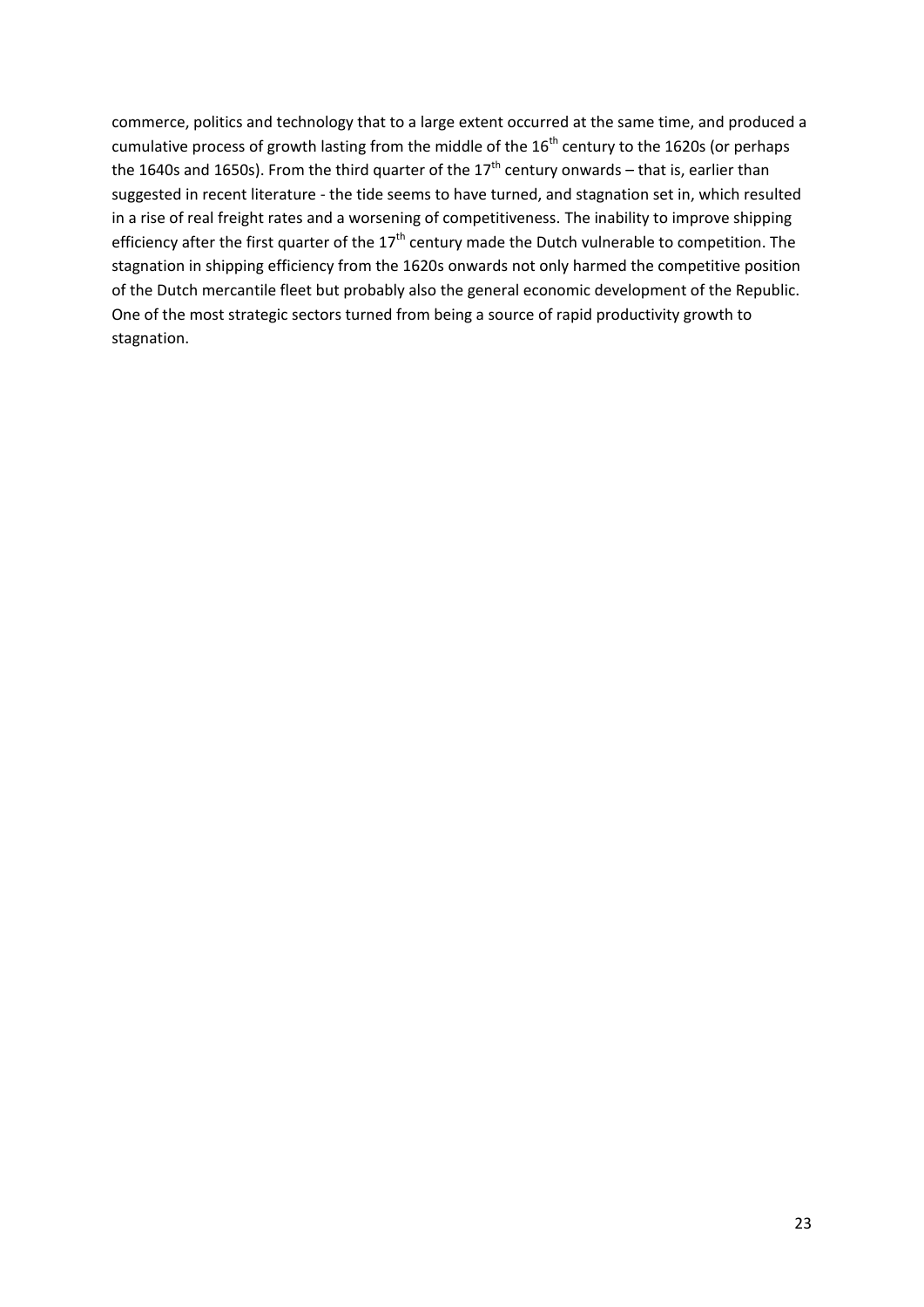commerce, politics and technology that to a large extent occurred at the same time, and produced a cumulative process of growth lasting from the middle of the 16th century to the 1620s (or perhaps the 1640s and 1650s). From the third quarter of the 17th century onwards – that is, earlier than suggested in recent literature - the tide seems to have turned, and stagnation set in, which resulted in a rise of real freight rates and a worsening of competitiveness. The inability to improve shipping efficiency after the first quarter of the 17th century made the Dutch vulnerable to competition. The stagnation in shipping efficiency from the 1620s onwards not only harmed the competitive position of the Dutch mercantile fleet but probably also the general economic development of the Republic. One of the most strategic sectors turned from being a source of rapid productivity growth to stagnation.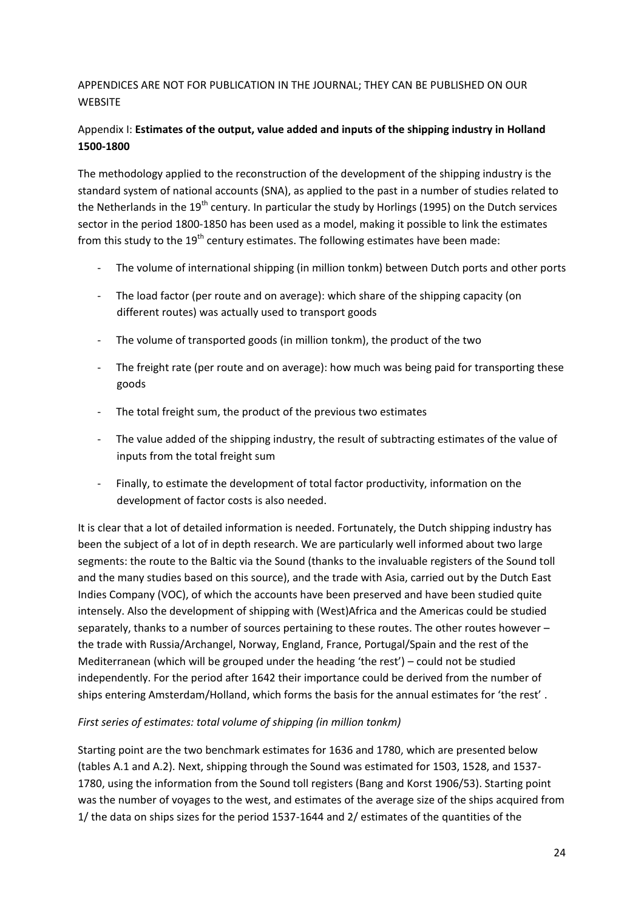APPENDICES ARE NOT FOR PUBLICATION IN THE JOURNAL; THEY CAN BE PUBLISHED ON OUR WEBSITE

## Appendix I: **Estimates of the output, value added and inputs of the shipping industry in Holland 1500-1800**

The methodology applied to the reconstruction of the development of the shipping industry is the standard system of national accounts (SNA), as applied to the past in a number of studies related to the Netherlands in the 19th century. In particular the study by Horlings (1995) on the Dutch services sector in the period 1800-1850 has been used as a model, making it possible to link the estimates from this study to the 19th century estimates. The following estimates have been made:

- The volume of international shipping (in million tonkm) between Dutch ports and other ports
- The load factor (per route and on average): which share of the shipping capacity (on different routes) was actually used to transport goods
- The volume of transported goods (in million tonkm), the product of the two
- The freight rate (per route and on average): how much was being paid for transporting these goods
- The total freight sum, the product of the previous two estimates
- The value added of the shipping industry, the result of subtracting estimates of the value of inputs from the total freight sum
- Finally, to estimate the development of total factor productivity, information on the development of factor costs is also needed.

It is clear that a lot of detailed information is needed. Fortunately, the Dutch shipping industry has been the subject of a lot of in depth research. We are particularly well informed about two large segments: the route to the Baltic via the Sound (thanks to the invaluable registers of the Sound toll and the many studies based on this source), and the trade with Asia, carried out by the Dutch East Indies Company (VOC), of which the accounts have been preserved and have been studied quite intensely. Also the development of shipping with (West)Africa and the Americas could be studied separately, thanks to a number of sources pertaining to these routes. The other routes however – the trade with Russia/Archangel, Norway, England, France, Portugal/Spain and the rest of the Mediterranean (which will be grouped under the heading 'the rest') – could not be studied independently. For the period after 1642 their importance could be derived from the number of ships entering Amsterdam/Holland, which forms the basis for the annual estimates for 'the rest' .

*First series of estimates: total volume of shipping (in million tonkm)*

Starting point are the two benchmark estimates for 1636 and 1780, which are presented below (tables A.1 and A.2). Next, shipping through the Sound was estimated for 1503, 1528, and 1537-1780, using the information from the Sound toll registers (Bang and Korst 1906/53). Starting point was the number of voyages to the west, and estimates of the average size of the ships acquired from 1/ the data on ships sizes for the period 1537-1644 and 2/ estimates of the quantities of the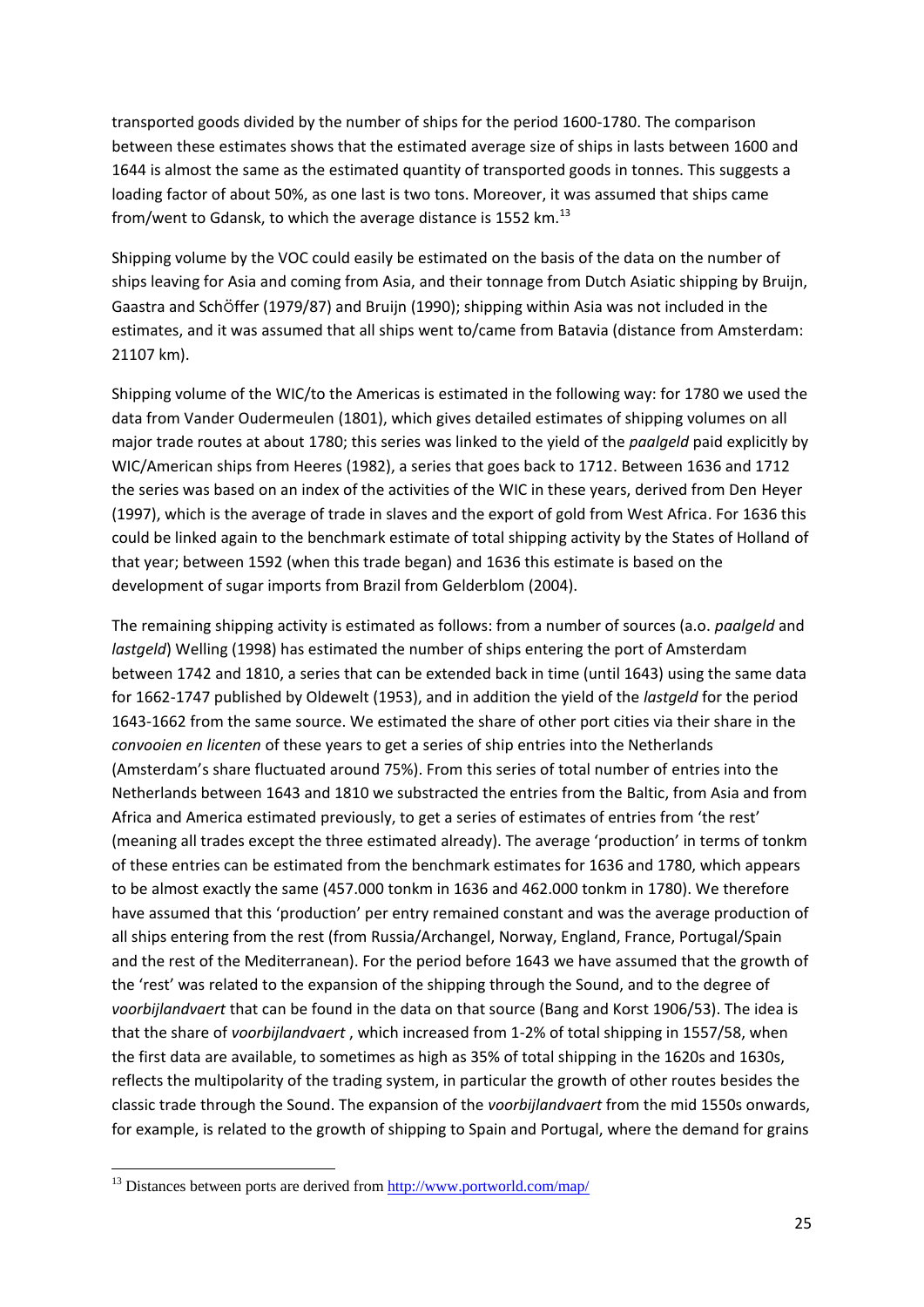transported goods divided by the number of ships for the period 1600-1780. The comparison between these estimates shows that the estimated average size of ships in lasts between 1600 and 1644 is almost the same as the estimated quantity of transported goods in tonnes. This suggests a loading factor of about 50%, as one last is two tons. Moreover, it was assumed that ships came from/went to Gdansk, to which the average distance is 1552 km.[13]

Shipping volume by the VOC could easily be estimated on the basis of the data on the number of ships leaving for Asia and coming from Asia, and their tonnage from Dutch Asiatic shipping by Bruijn, Gaastra and SchÖffer (1979/87) and Bruijn (1990); shipping within Asia was not included in the estimates, and it was assumed that all ships went to/came from Batavia (distance from Amsterdam: 21107 km).

Shipping volume of the WIC/to the Americas is estimated in the following way: for 1780 we used the data from Vander Oudermeulen (1801), which gives detailed estimates of shipping volumes on all major trade routes at about 1780; this series was linked to the yield of the *paalgeld* paid explicitly by WIC/American ships from Heeres (1982), a series that goes back to 1712. Between 1636 and 1712 the series was based on an index of the activities of the WIC in these years, derived from Den Heyer (1997), which is the average of trade in slaves and the export of gold from West Africa. For 1636 this could be linked again to the benchmark estimate of total shipping activity by the States of Holland of that year; between 1592 (when this trade began) and 1636 this estimate is based on the development of sugar imports from Brazil from Gelderblom (2004).

The remaining shipping activity is estimated as follows: from a number of sources (a.o. *paalgeld* and *lastgeld*) Welling (1998) has estimated the number of ships entering the port of Amsterdam between 1742 and 1810, a series that can be extended back in time (until 1643) using the same data for 1662-1747 published by Oldewelt (1953), and in addition the yield of the *lastgeld* for the period 1643-1662 from the same source. We estimated the share of other port cities via their share in the *convooien en licenten* of these years to get a series of ship entries into the Netherlands (Amsterdam's share fluctuated around 75%). From this series of total number of entries into the Netherlands between 1643 and 1810 we substracted the entries from the Baltic, from Asia and from Africa and America estimated previously, to get a series of estimates of entries from 'the rest' (meaning all trades except the three estimated already). The average 'production' in terms of tonkm of these entries can be estimated from the benchmark estimates for 1636 and 1780, which appears to be almost exactly the same (457.000 tonkm in 1636 and 462.000 tonkm in 1780). We therefore have assumed that this 'production' per entry remained constant and was the average production of all ships entering from the rest (from Russia/Archangel, Norway, England, France, Portugal/Spain and the rest of the Mediterranean). For the period before 1643 we have assumed that the growth of the 'rest' was related to the expansion of the shipping through the Sound, and to the degree of *voorbijlandvaert* that can be found in the data on that source (Bang and Korst 1906/53). The idea is that the share of *voorbijlandvaert* , which increased from 1-2% of total shipping in 1557/58, when the first data are available, to sometimes as high as 35% of total shipping in the 1620s and 1630s, reflects the multipolarity of the trading system, in particular the growth of other routes besides the classic trade through the Sound. The expansion of the *voorbijlandvaert* from the mid 1550s onwards, for example, is related to the growth of shipping to Spain and Portugal, where the demand for grains

[13] Distances between ports are derived from http://www.portworld.com/map/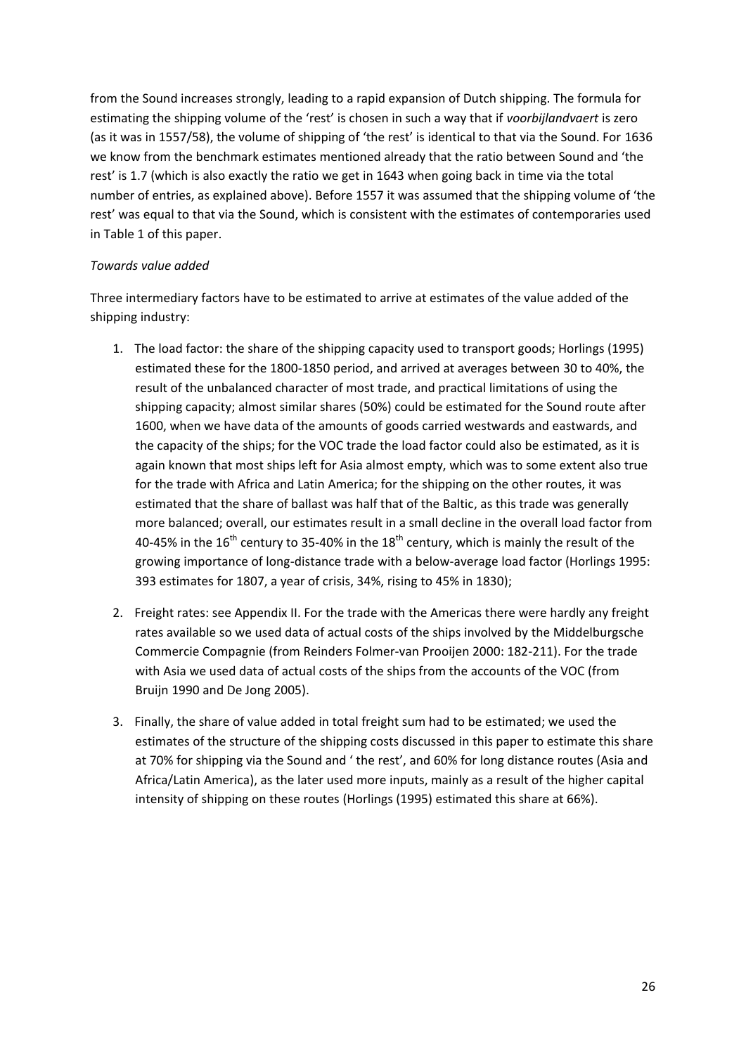from the Sound increases strongly, leading to a rapid expansion of Dutch shipping. The formula for estimating the shipping volume of the 'rest' is chosen in such a way that if *voorbijlandvaert* is zero (as it was in 1557/58), the volume of shipping of 'the rest' is identical to that via the Sound. For 1636 we know from the benchmark estimates mentioned already that the ratio between Sound and 'the rest' is 1.7 (which is also exactly the ratio we get in 1643 when going back in time via the total number of entries, as explained above). Before 1557 it was assumed that the shipping volume of 'the rest' was equal to that via the Sound, which is consistent with the estimates of contemporaries used in Table 1 of this paper.

*Towards value added*

Three intermediary factors have to be estimated to arrive at estimates of the value added of the shipping industry:

1. The load factor: the share of the shipping capacity used to transport goods; Horlings (1995) estimated these for the 1800-1850 period, and arrived at averages between 30 to 40%, the result of the unbalanced character of most trade, and practical limitations of using the shipping capacity; almost similar shares (50%) could be estimated for the Sound route after 1600, when we have data of the amounts of goods carried westwards and eastwards, and the capacity of the ships; for the VOC trade the load factor could also be estimated, as it is again known that most ships left for Asia almost empty, which was to some extent also true for the trade with Africa and Latin America; for the shipping on the other routes, it was estimated that the share of ballast was half that of the Baltic, as this trade was generally more balanced; overall, our estimates result in a small decline in the overall load factor from 40-45% in the 16th century to 35-40% in the 18th century, which is mainly the result of the growing importance of long-distance trade with a below-average load factor (Horlings 1995: 393 estimates for 1807, a year of crisis, 34%, rising to 45% in 1830);

2. Freight rates: see Appendix II. For the trade with the Americas there were hardly any freight rates available so we used data of actual costs of the ships involved by the Middelburgsche Commercie Compagnie (from Reinders Folmer-van Prooijen 2000: 182-211). For the trade with Asia we used data of actual costs of the ships from the accounts of the VOC (from Bruijn 1990 and De Jong 2005).

3. Finally, the share of value added in total freight sum had to be estimated; we used the estimates of the structure of the shipping costs discussed in this paper to estimate this share at 70% for shipping via the Sound and ' the rest', and 60% for long distance routes (Asia and Africa/Latin America), as the later used more inputs, mainly as a result of the higher capital intensity of shipping on these routes (Horlings (1995) estimated this share at 66%).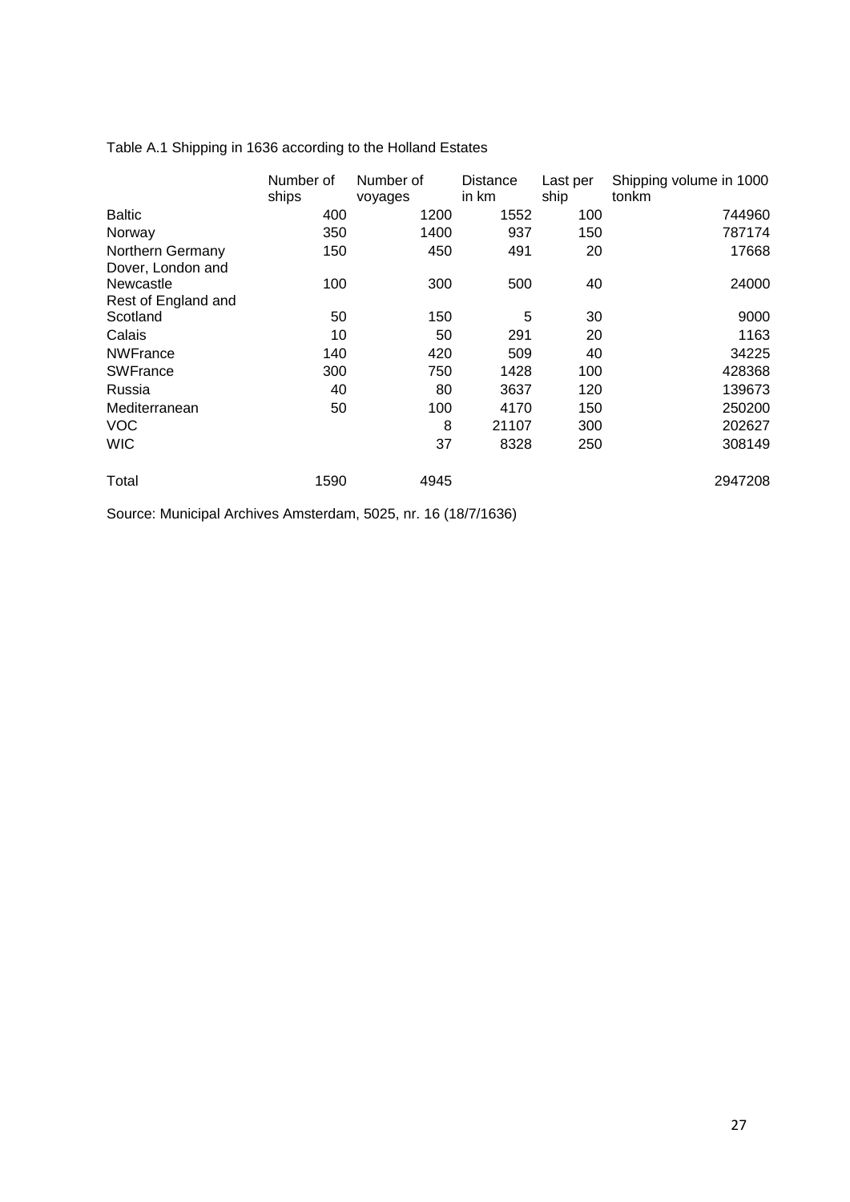Table A.1 Shipping in 1636 according to the Holland Estates

| | Number of ships | Number of voyages | Distance in km | Last per ship | Shipping volume in 1000 tonkm |
|---|---|---|---|---|---|
| Baltic | 400 | 1200 | 1552 | 100 | 744960 |
| Norway | 350 | 1400 | 937 | 150 | 787174 |
| Northern Germany | 150 | 450 | 491 | 20 | 17668 |
| Dover, London and Newcastle | 100 | 300 | 500 | 40 | 24000 |
| Rest of England and Scotland | 50 | 150 | 5 | 30 | 9000 |
| Calais | 10 | 50 | 291 | 20 | 1163 |
| NWFrance | 140 | 420 | 509 | 40 | 34225 |
| SWFrance | 300 | 750 | 1428 | 100 | 428368 |
| Russia | 40 | 80 | 3637 | 120 | 139673 |
| Mediterranean | 50 | 100 | 4170 | 150 | 250200 |
| VOC | | 8 | 21107 | 300 | 202627 |
| WIC | | 37 | 8328 | 250 | 308149 |
| Total | 1590 | 4945 | | | 2947208 |

Source: Municipal Archives Amsterdam, 5025, nr. 16 (18/7/1636)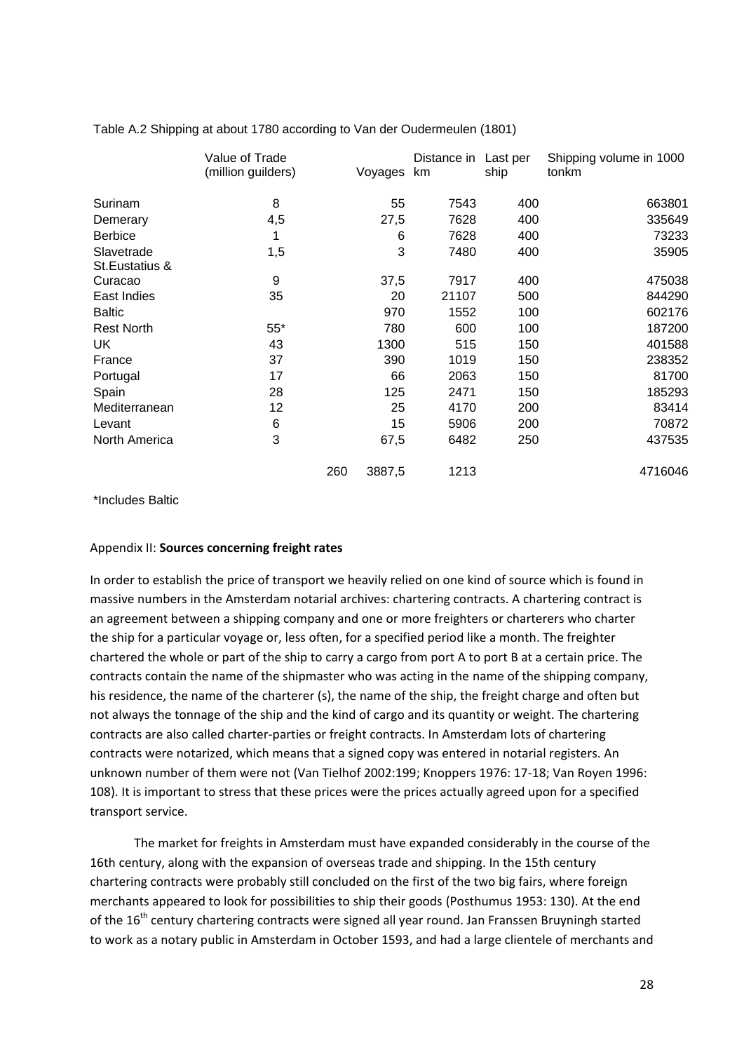Table A.2 Shipping at about 1780 according to Van der Oudermeulen (1801)

| | Value of Trade (million guilders) | Voyages | Distance in km | Last per ship | Shipping volume in 1000 tonkm |
|---|---|---|---|---|---|
| Surinam | 8 | 55 | 7543 | 400 | 663801 |
| Demerary | 4,5 | 27,5 | 7628 | 400 | 335649 |
| Berbice | 1 | 6 | 7628 | 400 | 73233 |
| Slavetrade | 1,5 | 3 | 7480 | 400 | 35905 |
| St.Eustatius & Curacao | 9 | 37,5 | 7917 | 400 | 475038 |
| East Indies | 35 | 20 | 21107 | 500 | 844290 |
| Baltic | | 970 | 1552 | 100 | 602176 |
| Rest North | 55* | 780 | 600 | 100 | 187200 |
| UK | 43 | 1300 | 515 | 150 | 401588 |
| France | 37 | 390 | 1019 | 150 | 238352 |
| Portugal | 17 | 66 | 2063 | 150 | 81700 |
| Spain | 28 | 125 | 2471 | 150 | 185293 |
| Mediterranean | 12 | 25 | 4170 | 200 | 83414 |
| Levant | 6 | 15 | 5906 | 200 | 70872 |
| North America | 3 | 67,5 | 6482 | 250 | 437535 |
| | 260 | 3887,5 | 1213 | | 4716046 |

*Includes Baltic

## Appendix II: **Sources concerning freight rates**

In order to establish the price of transport we heavily relied on one kind of source which is found in massive numbers in the Amsterdam notarial archives: chartering contracts. A chartering contract is an agreement between a shipping company and one or more freighters or charterers who charter the ship for a particular voyage or, less often, for a specified period like a month. The freighter chartered the whole or part of the ship to carry a cargo from port A to port B at a certain price. The contracts contain the name of the shipmaster who was acting in the name of the shipping company, his residence, the name of the charterer (s), the name of the ship, the freight charge and often but not always the tonnage of the ship and the kind of cargo and its quantity or weight. The chartering contracts are also called charter-parties or freight contracts. In Amsterdam lots of chartering contracts were notarized, which means that a signed copy was entered in notarial registers. An unknown number of them were not (Van Tielhof 2002:199; Knoppers 1976: 17-18; Van Royen 1996: 108). It is important to stress that these prices were the prices actually agreed upon for a specified transport service.

The market for freights in Amsterdam must have expanded considerably in the course of the 16th century, along with the expansion of overseas trade and shipping. In the 15th century chartering contracts were probably still concluded on the first of the two big fairs, where foreign merchants appeared to look for possibilities to ship their goods (Posthumus 1953: 130). At the end of the 16th century chartering contracts were signed all year round. Jan Franssen Bruyningh started to work as a notary public in Amsterdam in October 1593, and had a large clientele of merchants and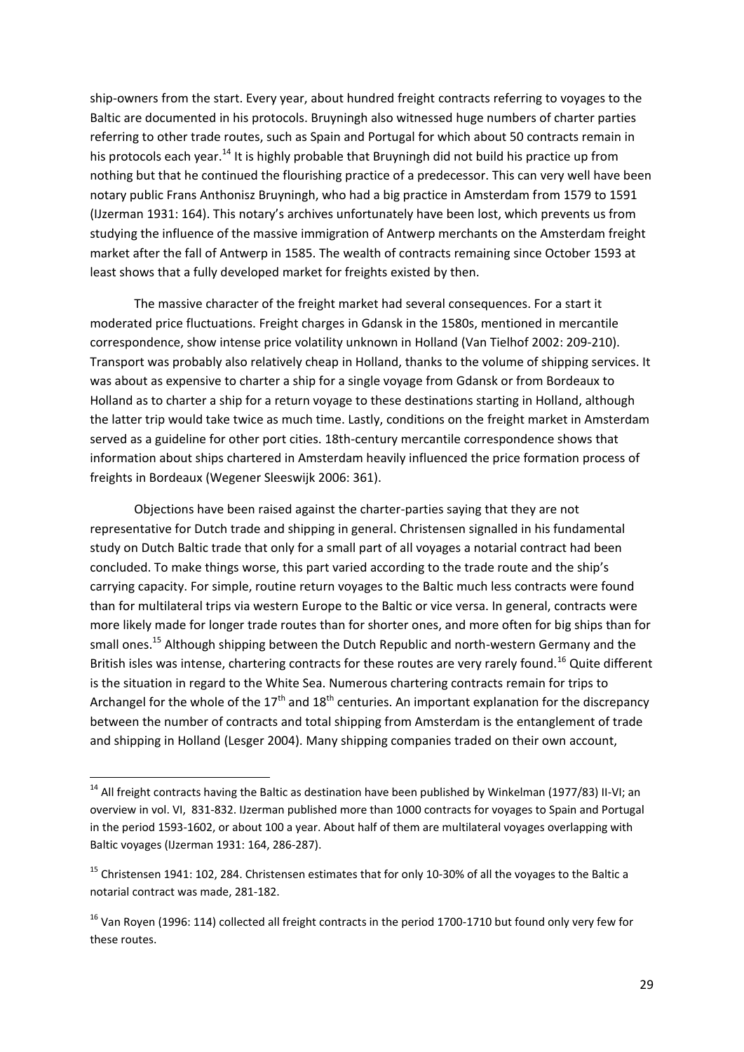ship-owners from the start. Every year, about hundred freight contracts referring to voyages to the Baltic are documented in his protocols. Bruyningh also witnessed huge numbers of charter parties referring to other trade routes, such as Spain and Portugal for which about 50 contracts remain in his protocols each year.[14] It is highly probable that Bruyningh did not build his practice up from nothing but that he continued the flourishing practice of a predecessor. This can very well have been notary public Frans Anthonisz Bruyningh, who had a big practice in Amsterdam from 1579 to 1591 (IJzerman 1931: 164). This notary's archives unfortunately have been lost, which prevents us from studying the influence of the massive immigration of Antwerp merchants on the Amsterdam freight market after the fall of Antwerp in 1585. The wealth of contracts remaining since October 1593 at least shows that a fully developed market for freights existed by then.

The massive character of the freight market had several consequences. For a start it moderated price fluctuations. Freight charges in Gdansk in the 1580s, mentioned in mercantile correspondence, show intense price volatility unknown in Holland (Van Tielhof 2002: 209-210). Transport was probably also relatively cheap in Holland, thanks to the volume of shipping services. It was about as expensive to charter a ship for a single voyage from Gdansk or from Bordeaux to Holland as to charter a ship for a return voyage to these destinations starting in Holland, although the latter trip would take twice as much time. Lastly, conditions on the freight market in Amsterdam served as a guideline for other port cities. 18th-century mercantile correspondence shows that information about ships chartered in Amsterdam heavily influenced the price formation process of freights in Bordeaux (Wegener Sleeswijk 2006: 361).

Objections have been raised against the charter-parties saying that they are not representative for Dutch trade and shipping in general. Christensen signalled in his fundamental study on Dutch Baltic trade that only for a small part of all voyages a notarial contract had been concluded. To make things worse, this part varied according to the trade route and the ship's carrying capacity. For simple, routine return voyages to the Baltic much less contracts were found than for multilateral trips via western Europe to the Baltic or vice versa. In general, contracts were more likely made for longer trade routes than for shorter ones, and more often for big ships than for small ones.[15] Although shipping between the Dutch Republic and north-western Germany and the British isles was intense, chartering contracts for these routes are very rarely found.[16] Quite different is the situation in regard to the White Sea. Numerous chartering contracts remain for trips to Archangel for the whole of the 17th and 18th centuries. An important explanation for the discrepancy between the number of contracts and total shipping from Amsterdam is the entanglement of trade and shipping in Holland (Lesger 2004). Many shipping companies traded on their own account,

---

[14] All freight contracts having the Baltic as destination have been published by Winkelman (1977/83) II-VI; an overview in vol. VI, 831-832. IJzerman published more than 1000 contracts for voyages to Spain and Portugal in the period 1593-1602, or about 100 a year. About half of them are multilateral voyages overlapping with Baltic voyages (IJzerman 1931: 164, 286-287).

[15] Christensen 1941: 102, 284. Christensen estimates that for only 10-30% of all the voyages to the Baltic a notarial contract was made, 281-182.

[16] Van Royen (1996: 114) collected all freight contracts in the period 1700-1710 but found only very few for these routes.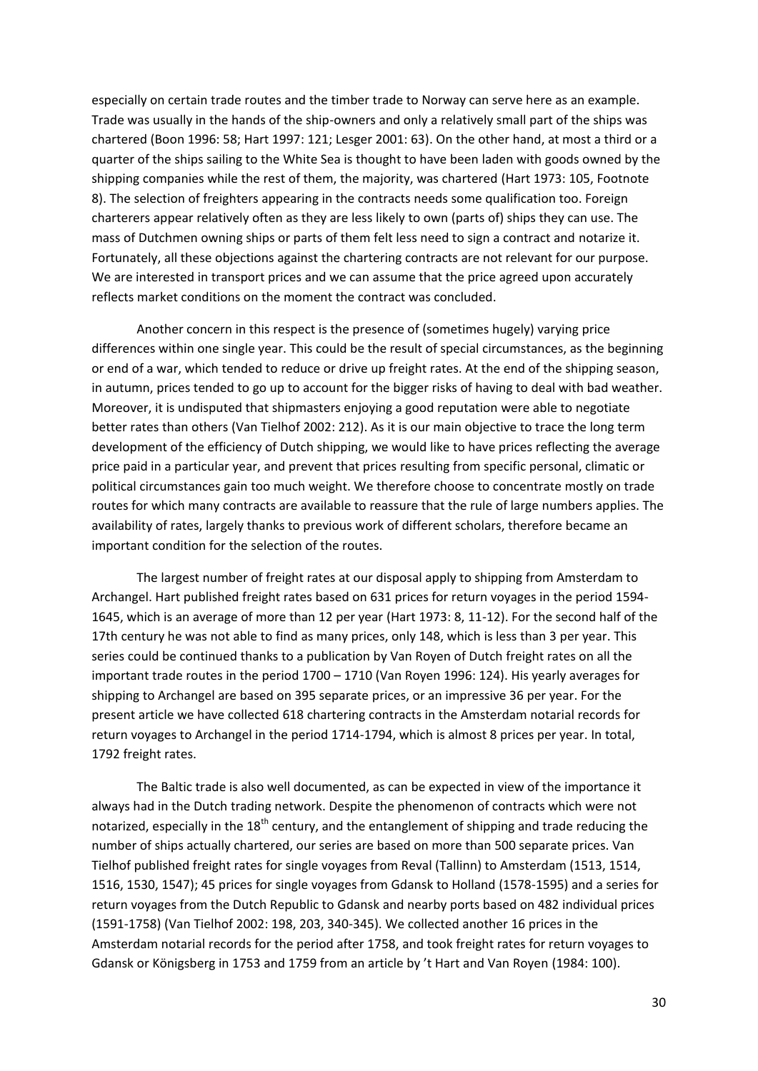especially on certain trade routes and the timber trade to Norway can serve here as an example. Trade was usually in the hands of the ship-owners and only a relatively small part of the ships was chartered (Boon 1996: 58; Hart 1997: 121; Lesger 2001: 63). On the other hand, at most a third or a quarter of the ships sailing to the White Sea is thought to have been laden with goods owned by the shipping companies while the rest of them, the majority, was chartered (Hart 1973: 105, Footnote 8). The selection of freighters appearing in the contracts needs some qualification too. Foreign charterers appear relatively often as they are less likely to own (parts of) ships they can use. The mass of Dutchmen owning ships or parts of them felt less need to sign a contract and notarize it. Fortunately, all these objections against the chartering contracts are not relevant for our purpose. We are interested in transport prices and we can assume that the price agreed upon accurately reflects market conditions on the moment the contract was concluded.

Another concern in this respect is the presence of (sometimes hugely) varying price differences within one single year. This could be the result of special circumstances, as the beginning or end of a war, which tended to reduce or drive up freight rates. At the end of the shipping season, in autumn, prices tended to go up to account for the bigger risks of having to deal with bad weather. Moreover, it is undisputed that shipmasters enjoying a good reputation were able to negotiate better rates than others (Van Tielhof 2002: 212). As it is our main objective to trace the long term development of the efficiency of Dutch shipping, we would like to have prices reflecting the average price paid in a particular year, and prevent that prices resulting from specific personal, climatic or political circumstances gain too much weight. We therefore choose to concentrate mostly on trade routes for which many contracts are available to reassure that the rule of large numbers applies. The availability of rates, largely thanks to previous work of different scholars, therefore became an important condition for the selection of the routes.

The largest number of freight rates at our disposal apply to shipping from Amsterdam to Archangel. Hart published freight rates based on 631 prices for return voyages in the period 1594-1645, which is an average of more than 12 per year (Hart 1973: 8, 11-12). For the second half of the 17th century he was not able to find as many prices, only 148, which is less than 3 per year. This series could be continued thanks to a publication by Van Royen of Dutch freight rates on all the important trade routes in the period 1700 – 1710 (Van Royen 1996: 124). His yearly averages for shipping to Archangel are based on 395 separate prices, or an impressive 36 per year. For the present article we have collected 618 chartering contracts in the Amsterdam notarial records for return voyages to Archangel in the period 1714-1794, which is almost 8 prices per year. In total, 1792 freight rates.

The Baltic trade is also well documented, as can be expected in view of the importance it always had in the Dutch trading network. Despite the phenomenon of contracts which were not notarized, especially in the 18th century, and the entanglement of shipping and trade reducing the number of ships actually chartered, our series are based on more than 500 separate prices. Van Tielhof published freight rates for single voyages from Reval (Tallinn) to Amsterdam (1513, 1514, 1516, 1530, 1547); 45 prices for single voyages from Gdansk to Holland (1578-1595) and a series for return voyages from the Dutch Republic to Gdansk and nearby ports based on 482 individual prices (1591-1758) (Van Tielhof 2002: 198, 203, 340-345). We collected another 16 prices in the Amsterdam notarial records for the period after 1758, and took freight rates for return voyages to Gdansk or Königsberg in 1753 and 1759 from an article by 't Hart and Van Royen (1984: 100).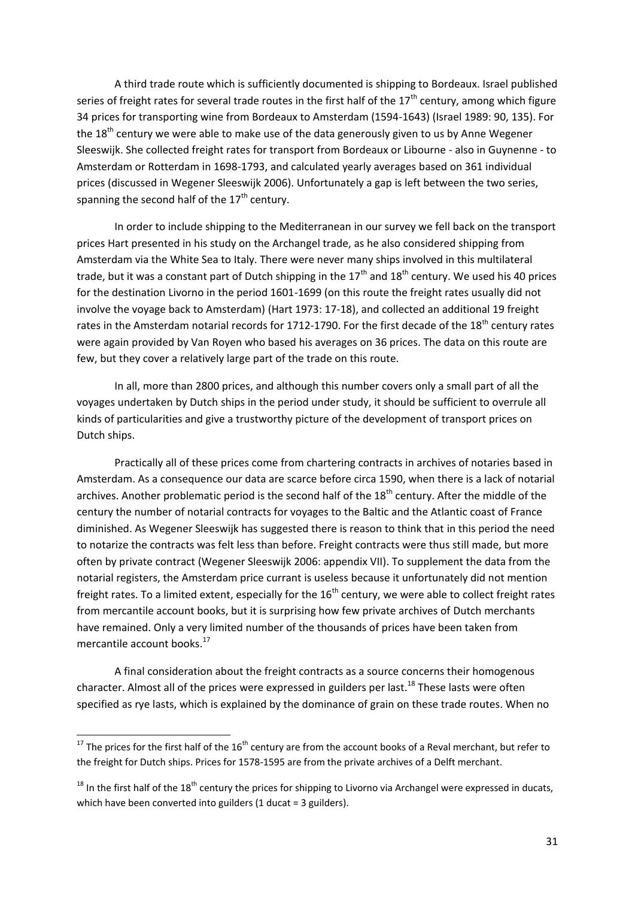A third trade route which is sufficiently documented is shipping to Bordeaux. Israel published series of freight rates for several trade routes in the first half of the 17th century, among which figure 34 prices for transporting wine from Bordeaux to Amsterdam (1594-1643) (Israel 1989: 90, 135). For the 18th century we were able to make use of the data generously given to us by Anne Wegener Sleeswijk. She collected freight rates for transport from Bordeaux or Libourne - also in Guynenne - to Amsterdam or Rotterdam in 1698-1793, and calculated yearly averages based on 361 individual prices (discussed in Wegener Sleeswijk 2006). Unfortunately a gap is left between the two series, spanning the second half of the 17th century.

In order to include shipping to the Mediterranean in our survey we fell back on the transport prices Hart presented in his study on the Archangel trade, as he also considered shipping from Amsterdam via the White Sea to Italy. There were never many ships involved in this multilateral trade, but it was a constant part of Dutch shipping in the 17th and 18th century. We used his 40 prices for the destination Livorno in the period 1601-1699 (on this route the freight rates usually did not involve the voyage back to Amsterdam) (Hart 1973: 17-18), and collected an additional 19 freight rates in the Amsterdam notarial records for 1712-1790. For the first decade of the 18th century rates were again provided by Van Royen who based his averages on 36 prices. The data on this route are few, but they cover a relatively large part of the trade on this route.

In all, more than 2800 prices, and although this number covers only a small part of all the voyages undertaken by Dutch ships in the period under study, it should be sufficient to overrule all kinds of particularities and give a trustworthy picture of the development of transport prices on Dutch ships.

Practically all of these prices come from chartering contracts in archives of notaries based in Amsterdam. As a consequence our data are scarce before circa 1590, when there is a lack of notarial archives. Another problematic period is the second half of the 18th century. After the middle of the century the number of notarial contracts for voyages to the Baltic and the Atlantic coast of France diminished. As Wegener Sleeswijk has suggested there is reason to think that in this period the need to notarize the contracts was felt less than before. Freight contracts were thus still made, but more often by private contract (Wegener Sleeswijk 2006: appendix VII). To supplement the data from the notarial registers, the Amsterdam price currant is useless because it unfortunately did not mention freight rates. To a limited extent, especially for the 16th century, we were able to collect freight rates from mercantile account books, but it is surprising how few private archives of Dutch merchants have remained. Only a very limited number of the thousands of prices have been taken from mercantile account books.[17]

A final consideration about the freight contracts as a source concerns their homogenous character. Almost all of the prices were expressed in guilders per last.[18] These lasts were often specified as rye lasts, which is explained by the dominance of grain on these trade routes. When no

---

[17] The prices for the first half of the 16th century are from the account books of a Reval merchant, but refer to the freight for Dutch ships. Prices for 1578-1595 are from the private archives of a Delft merchant.

[18] In the first half of the 18th century the prices for shipping to Livorno via Archangel were expressed in ducats, which have been converted into guilders (1 ducat = 3 guilders).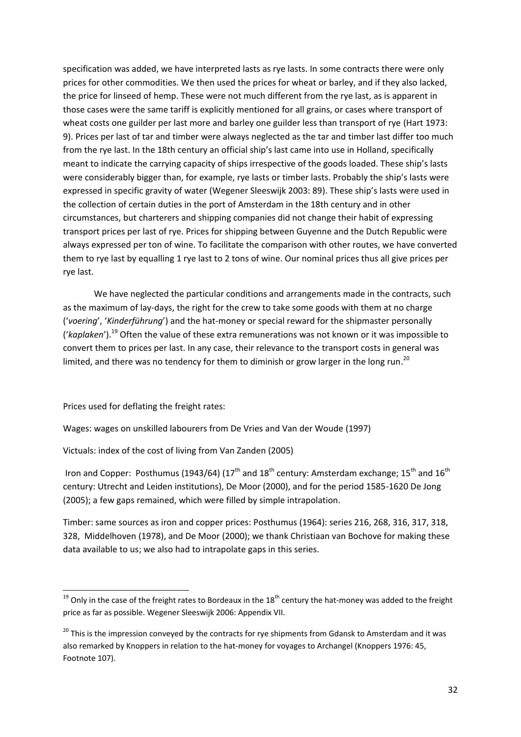specification was added, we have interpreted lasts as rye lasts. In some contracts there were only prices for other commodities. We then used the prices for wheat or barley, and if they also lacked, the price for linseed of hemp. These were not much different from the rye last, as is apparent in those cases were the same tariff is explicitly mentioned for all grains, or cases where transport of wheat costs one guilder per last more and barley one guilder less than transport of rye (Hart 1973: 9). Prices per last of tar and timber were always neglected as the tar and timber last differ too much from the rye last. In the 18th century an official ship's last came into use in Holland, specifically meant to indicate the carrying capacity of ships irrespective of the goods loaded. These ship's lasts were considerably bigger than, for example, rye lasts or timber lasts. Probably the ship's lasts were expressed in specific gravity of water (Wegener Sleeswijk 2003: 89). These ship's lasts were used in the collection of certain duties in the port of Amsterdam in the 18th century and in other circumstances, but charterers and shipping companies did not change their habit of expressing transport prices per last of rye. Prices for shipping between Guyenne and the Dutch Republic were always expressed per ton of wine. To facilitate the comparison with other routes, we have converted them to rye last by equalling 1 rye last to 2 tons of wine. Our nominal prices thus all give prices per rye last.

We have neglected the particular conditions and arrangements made in the contracts, such as the maximum of lay-days, the right for the crew to take some goods with them at no charge ('*voering*', '*Kinderführung*') and the hat-money or special reward for the shipmaster personally ('*kaplaken*').[19] Often the value of these extra remunerations was not known or it was impossible to convert them to prices per last. In any case, their relevance to the transport costs in general was limited, and there was no tendency for them to diminish or grow larger in the long run.[20]

Prices used for deflating the freight rates:

Wages: wages on unskilled labourers from De Vries and Van der Woude (1997)

Victuals: index of the cost of living from Van Zanden (2005)

Iron and Copper: Posthumus (1943/64) (17th and 18th century: Amsterdam exchange; 15th and 16th century: Utrecht and Leiden institutions), De Moor (2000), and for the period 1585-1620 De Jong (2005); a few gaps remained, which were filled by simple intrapolation.

Timber: same sources as iron and copper prices: Posthumus (1964): series 216, 268, 316, 317, 318, 328, Middelhoven (1978), and De Moor (2000); we thank Christiaan van Bochove for making these data available to us; we also had to intrapolate gaps in this series.

---

[19] Only in the case of the freight rates to Bordeaux in the 18th century the hat-money was added to the freight price as far as possible. Wegener Sleeswijk 2006: Appendix VII.

[20] This is the impression conveyed by the contracts for rye shipments from Gdansk to Amsterdam and it was also remarked by Knoppers in relation to the hat-money for voyages to Archangel (Knoppers 1976: 45, Footnote 107).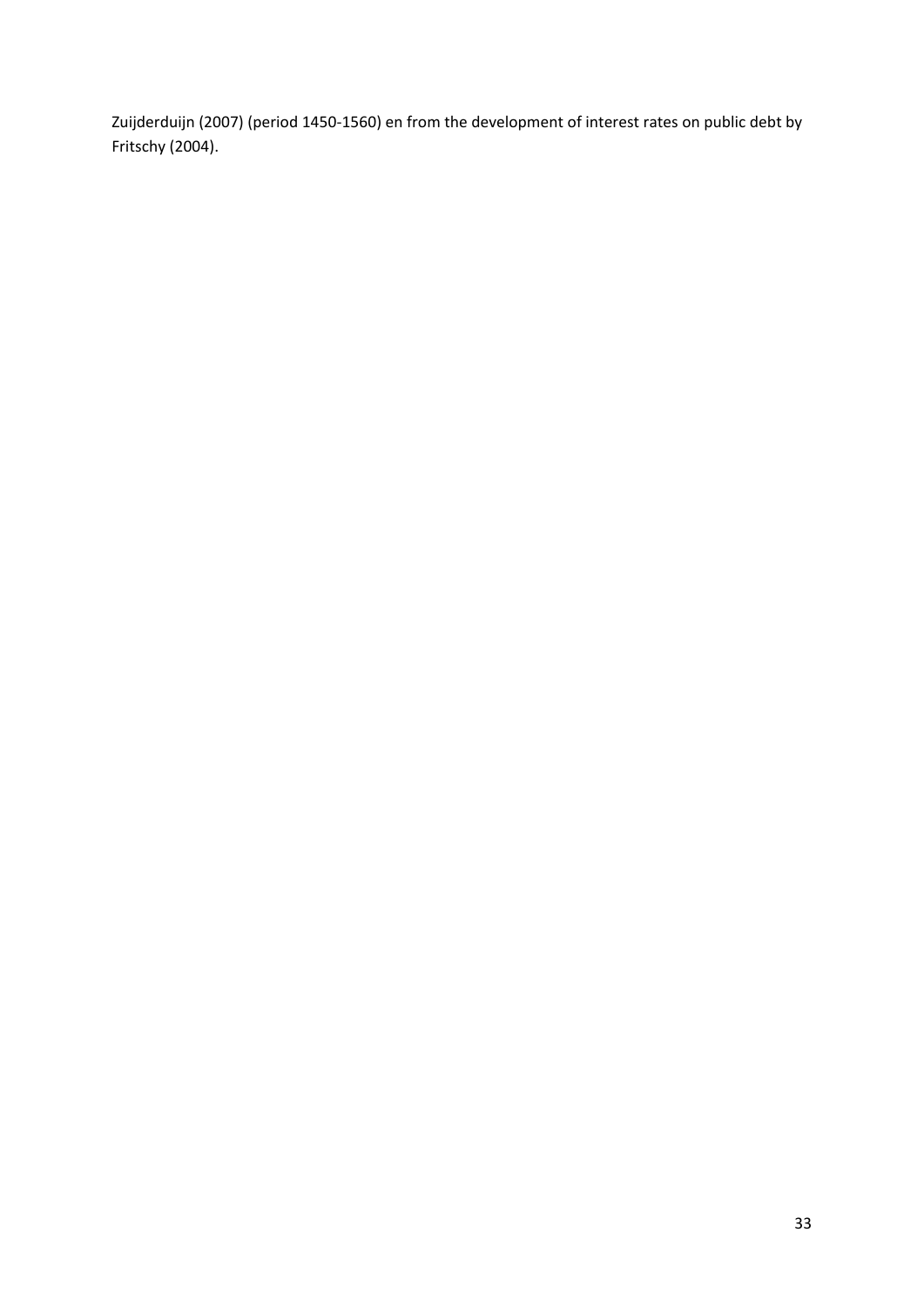Zuijderduijn (2007) (period 1450-1560) en from the development of interest rates on public debt by Fritschy (2004).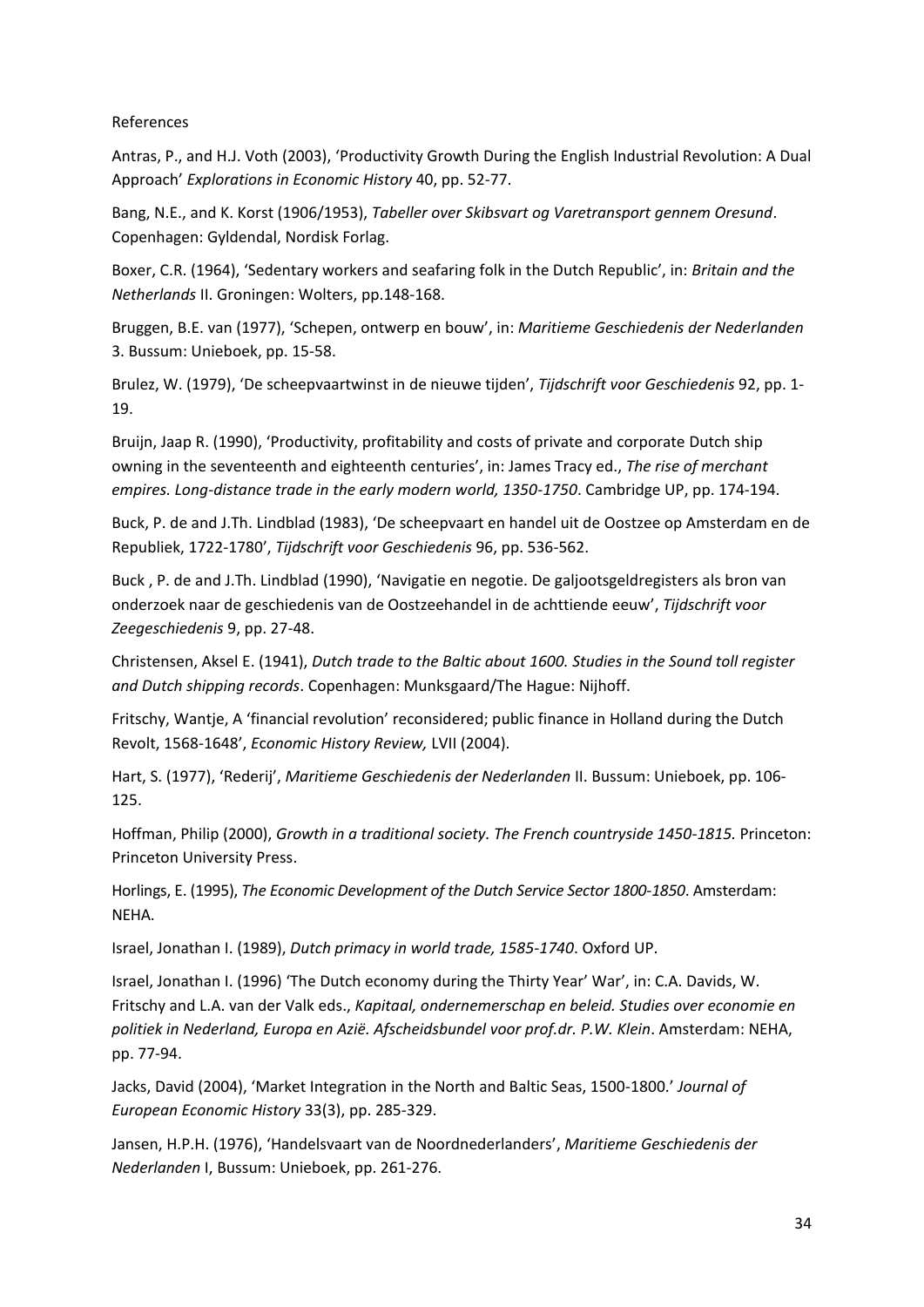References

Antras, P., and H.J. Voth (2003), 'Productivity Growth During the English Industrial Revolution: A Dual Approach' *Explorations in Economic History* 40, pp. 52-77.

Bang, N.E., and K. Korst (1906/1953), *Tabeller over Skibsvart og Varetransport gennem Oresund*. Copenhagen: Gyldendal, Nordisk Forlag.

Boxer, C.R. (1964), 'Sedentary workers and seafaring folk in the Dutch Republic', in: *Britain and the Netherlands* II. Groningen: Wolters, pp.148-168.

Bruggen, B.E. van (1977), 'Schepen, ontwerp en bouw', in: *Maritieme Geschiedenis der Nederlanden* 3. Bussum: Unieboek, pp. 15-58.

Brulez, W. (1979), 'De scheepvaartwinst in de nieuwe tijden', *Tijdschrift voor Geschiedenis* 92, pp. 1-19.

Bruijn, Jaap R. (1990), 'Productivity, profitability and costs of private and corporate Dutch ship owning in the seventeenth and eighteenth centuries', in: James Tracy ed., *The rise of merchant empires. Long-distance trade in the early modern world, 1350-1750*. Cambridge UP, pp. 174-194.

Buck, P. de and J.Th. Lindblad (1983), 'De scheepvaart en handel uit de Oostzee op Amsterdam en de Republiek, 1722-1780', *Tijdschrift voor Geschiedenis* 96, pp. 536-562.

Buck , P. de and J.Th. Lindblad (1990), 'Navigatie en negotie. De galjootsgeldregisters als bron van onderzoek naar de geschiedenis van de Oostzeehandel in de achttiende eeuw', *Tijdschrift voor Zeegeschiedenis* 9, pp. 27-48.

Christensen, Aksel E. (1941), *Dutch trade to the Baltic about 1600. Studies in the Sound toll register and Dutch shipping records*. Copenhagen: Munksgaard/The Hague: Nijhoff.

Fritschy, Wantje, A 'financial revolution' reconsidered; public finance in Holland during the Dutch Revolt, 1568-1648', *Economic History Review,* LVII (2004).

Hart, S. (1977), 'Rederij', *Maritieme Geschiedenis der Nederlanden* II. Bussum: Unieboek, pp. 106-125.

Hoffman, Philip (2000), *Growth in a traditional society. The French countryside 1450-1815.* Princeton: Princeton University Press.

Horlings, E. (1995), *The Economic Development of the Dutch Service Sector 1800-1850*. Amsterdam: NEHA.

Israel, Jonathan I. (1989), *Dutch primacy in world trade, 1585-1740*. Oxford UP.

Israel, Jonathan I. (1996) 'The Dutch economy during the Thirty Year' War', in: C.A. Davids, W. Fritschy and L.A. van der Valk eds., *Kapitaal, ondernemerschap en beleid. Studies over economie en politiek in Nederland, Europa en Azië. Afscheidsbundel voor prof.dr. P.W. Klein*. Amsterdam: NEHA, pp. 77-94.

Jacks, David (2004), 'Market Integration in the North and Baltic Seas, 1500-1800.' *Journal of European Economic History* 33(3), pp. 285-329.

Jansen, H.P.H. (1976), 'Handelsvaart van de Noordnederlanders', *Maritieme Geschiedenis der Nederlanden* I, Bussum: Unieboek, pp. 261-276.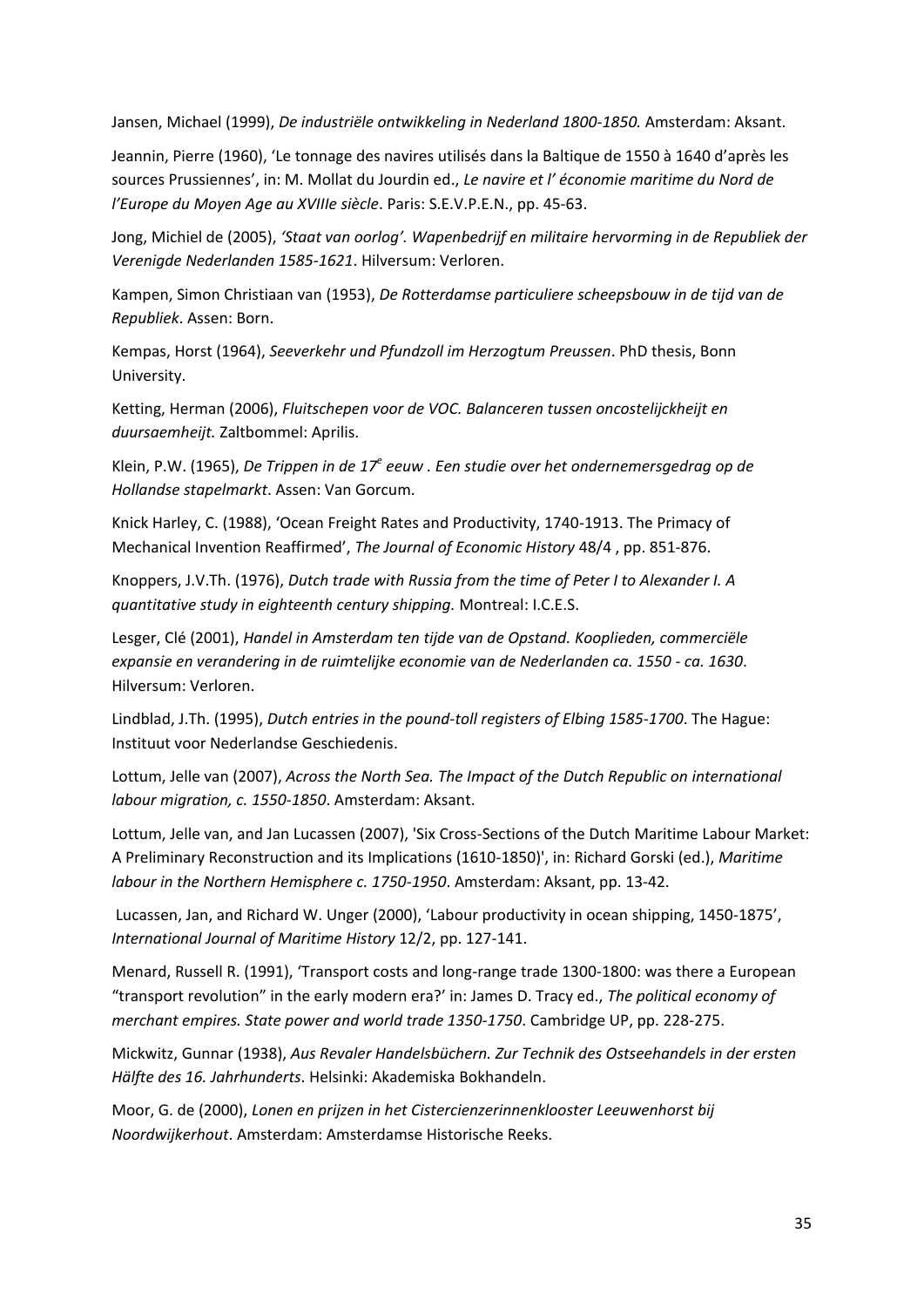Jansen, Michael (1999), *De industriële ontwikkeling in Nederland 1800-1850.* Amsterdam: Aksant.

Jeannin, Pierre (1960), 'Le tonnage des navires utilisés dans la Baltique de 1550 à 1640 d'après les sources Prussiennes', in: M. Mollat du Jourdin ed., *Le navire et l' économie maritime du Nord de l'Europe du Moyen Age au XVIIIe siècle*. Paris: S.E.V.P.E.N., pp. 45-63.

Jong, Michiel de (2005), *'Staat van oorlog'. Wapenbedrijf en militaire hervorming in de Republiek der Verenigde Nederlanden 1585-1621*. Hilversum: Verloren.

Kampen, Simon Christiaan van (1953), *De Rotterdamse particuliere scheepsbouw in de tijd van de Republiek*. Assen: Born.

Kempas, Horst (1964), *Seeverkehr und Pfundzoll im Herzogtum Preussen*. PhD thesis, Bonn University.

Ketting, Herman (2006), *Fluitschepen voor de VOC. Balanceren tussen oncostelijckheijt en duursaemheijt.* Zaltbommel: Aprilis.

Klein, P.W. (1965), *De Trippen in de 17e eeuw . Een studie over het ondernemersgedrag op de Hollandse stapelmarkt*. Assen: Van Gorcum.

Knick Harley, C. (1988), 'Ocean Freight Rates and Productivity, 1740-1913. The Primacy of Mechanical Invention Reaffirmed', *The Journal of Economic History* 48/4 , pp. 851-876.

Knoppers, J.V.Th. (1976), *Dutch trade with Russia from the time of Peter I to Alexander I. A quantitative study in eighteenth century shipping.* Montreal: I.C.E.S.

Lesger, Clé (2001), *Handel in Amsterdam ten tijde van de Opstand. Kooplieden, commerciële expansie en verandering in de ruimtelijke economie van de Nederlanden ca. 1550 - ca. 1630*. Hilversum: Verloren.

Lindblad, J.Th. (1995), *Dutch entries in the pound-toll registers of Elbing 1585-1700*. The Hague: Instituut voor Nederlandse Geschiedenis.

Lottum, Jelle van (2007), *Across the North Sea. The Impact of the Dutch Republic on international labour migration, c. 1550-1850*. Amsterdam: Aksant.

Lottum, Jelle van, and Jan Lucassen (2007), 'Six Cross-Sections of the Dutch Maritime Labour Market: A Preliminary Reconstruction and its Implications (1610-1850)', in: Richard Gorski (ed.), *Maritime labour in the Northern Hemisphere c. 1750-1950*. Amsterdam: Aksant, pp. 13-42.

Lucassen, Jan, and Richard W. Unger (2000), 'Labour productivity in ocean shipping, 1450-1875', *International Journal of Maritime History* 12/2, pp. 127-141.

Menard, Russell R. (1991), 'Transport costs and long-range trade 1300-1800: was there a European "transport revolution" in the early modern era?' in: James D. Tracy ed., *The political economy of merchant empires. State power and world trade 1350-1750*. Cambridge UP, pp. 228-275.

Mickwitz, Gunnar (1938), *Aus Revaler Handelsbüchern. Zur Technik des Ostseehandels in der ersten Hälfte des 16. Jahrhunderts*. Helsinki: Akademiska Bokhandeln.

Moor, G. de (2000), *Lonen en prijzen in het Cistercienzerinnenklooster Leeuwenhorst bij Noordwijkerhout*. Amsterdam: Amsterdamse Historische Reeks.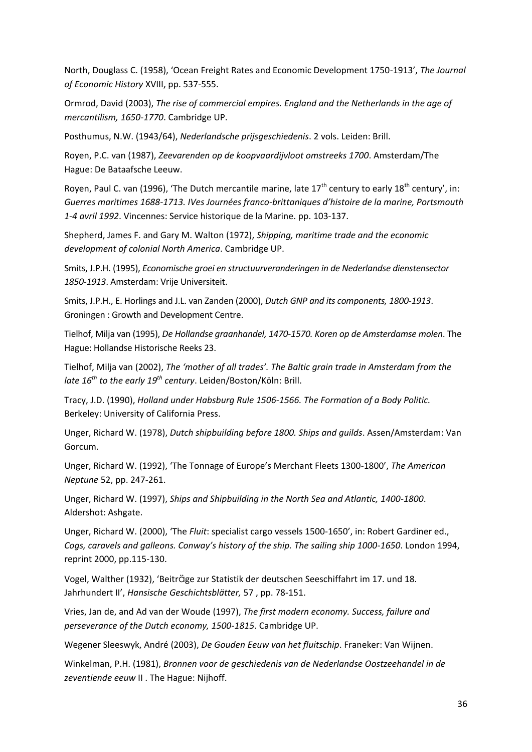North, Douglass C. (1958), 'Ocean Freight Rates and Economic Development 1750-1913', *The Journal of Economic History* XVIII, pp. 537-555.

Ormrod, David (2003), *The rise of commercial empires. England and the Netherlands in the age of mercantilism, 1650-1770*. Cambridge UP.

Posthumus, N.W. (1943/64), *Nederlandsche prijsgeschiedenis*. 2 vols. Leiden: Brill.

Royen, P.C. van (1987), *Zeevarenden op de koopvaardijvloot omstreeks 1700*. Amsterdam/The Hague: De Bataafsche Leeuw.

Royen, Paul C. van (1996), 'The Dutch mercantile marine, late 17th century to early 18th century', in: *Guerres maritimes 1688-1713. IVes Journées franco-brittaniques d'histoire de la marine, Portsmouth 1-4 avril 1992*. Vincennes: Service historique de la Marine. pp. 103-137.

Shepherd, James F. and Gary M. Walton (1972), *Shipping, maritime trade and the economic development of colonial North America*. Cambridge UP.

Smits, J.P.H. (1995), *Economische groei en structuurveranderingen in de Nederlandse dienstensector 1850-1913*. Amsterdam: Vrije Universiteit.

Smits, J.P.H., E. Horlings and J.L. van Zanden (2000), *Dutch GNP and its components, 1800-1913*. Groningen : Growth and Development Centre.

Tielhof, Milja van (1995), *De Hollandse graanhandel, 1470-1570. Koren op de Amsterdamse molen*. The Hague: Hollandse Historische Reeks 23.

Tielhof, Milja van (2002), *The 'mother of all trades'. The Baltic grain trade in Amsterdam from the late 16th to the early 19th century*. Leiden/Boston/Köln: Brill.

Tracy, J.D. (1990), *Holland under Habsburg Rule 1506-1566. The Formation of a Body Politic.* Berkeley: University of California Press.

Unger, Richard W. (1978), *Dutch shipbuilding before 1800. Ships and guilds*. Assen/Amsterdam: Van Gorcum.

Unger, Richard W. (1992), 'The Tonnage of Europe's Merchant Fleets 1300-1800', *The American Neptune* 52, pp. 247-261.

Unger, Richard W. (1997), *Ships and Shipbuilding in the North Sea and Atlantic, 1400-1800*. Aldershot: Ashgate.

Unger, Richard W. (2000), 'The *Fluit*: specialist cargo vessels 1500-1650', in: Robert Gardiner ed., *Cogs, caravels and galleons. Conway's history of the ship. The sailing ship 1000-1650*. London 1994, reprint 2000, pp.115-130.

Vogel, Walther (1932), 'Beiträge zur Statistik der deutschen Seeschiffahrt im 17. und 18. Jahrhundert II', *Hansische Geschichtsblätter,* 57 , pp. 78-151.

Vries, Jan de, and Ad van der Woude (1997), *The first modern economy. Success, failure and perseverance of the Dutch economy, 1500-1815*. Cambridge UP.

Wegener Sleeswyk, André (2003), *De Gouden Eeuw van het fluitschip*. Franeker: Van Wijnen.

Winkelman, P.H. (1981), *Bronnen voor de geschiedenis van de Nederlandse Oostzeehandel in de zeventiende eeuw* II . The Hague: Nijhoff.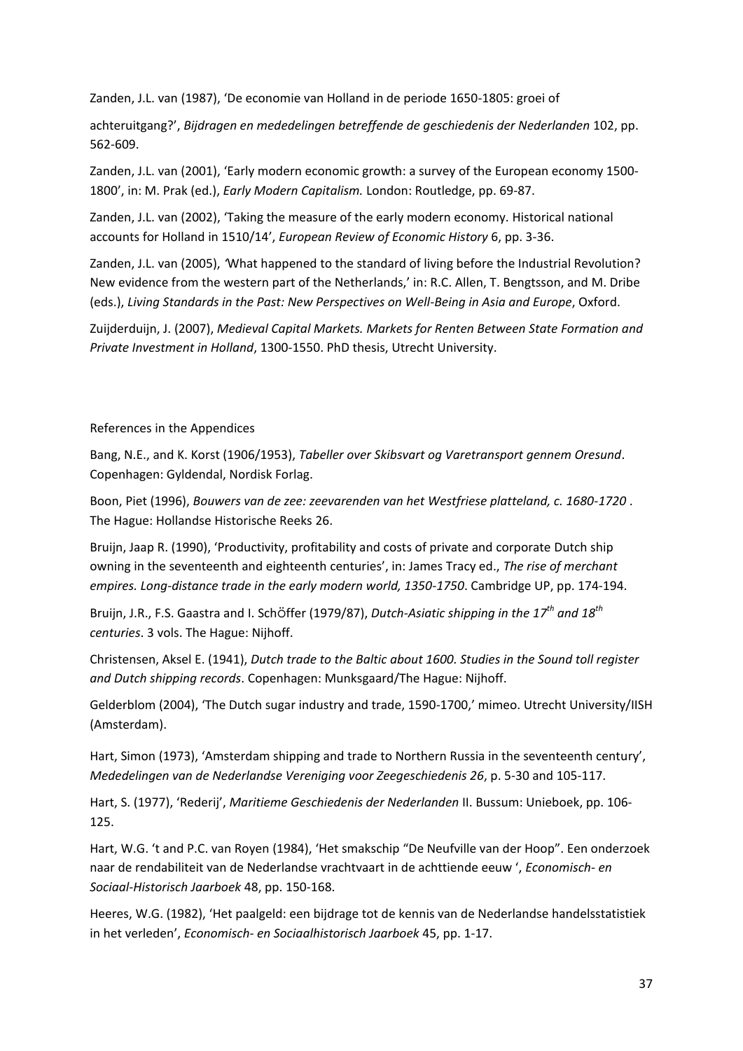Zanden, J.L. van (1987), 'De economie van Holland in de periode 1650-1805: groei of achteruitgang?', *Bijdragen en mededelingen betreffende de geschiedenis der Nederlanden* 102, pp. 562-609.

Zanden, J.L. van (2001), 'Early modern economic growth: a survey of the European economy 1500-1800', in: M. Prak (ed.), *Early Modern Capitalism.* London: Routledge, pp. 69-87.

Zanden, J.L. van (2002), 'Taking the measure of the early modern economy. Historical national accounts for Holland in 1510/14', *European Review of Economic History* 6, pp. 3-36.

Zanden, J.L. van (2005), 'What happened to the standard of living before the Industrial Revolution? New evidence from the western part of the Netherlands,' in: R.C. Allen, T. Bengtsson, and M. Dribe (eds.), *Living Standards in the Past: New Perspectives on Well-Being in Asia and Europe*, Oxford.

Zuijderduijn, J. (2007), *Medieval Capital Markets. Markets for Renten Between State Formation and Private Investment in Holland*, 1300-1550. PhD thesis, Utrecht University.

References in the Appendices

Bang, N.E., and K. Korst (1906/1953), *Tabeller over Skibsvart og Varetransport gennem Oresund*. Copenhagen: Gyldendal, Nordisk Forlag.

Boon, Piet (1996), *Bouwers van de zee: zeevarenden van het Westfriese platteland, c. 1680-1720* . The Hague: Hollandse Historische Reeks 26.

Bruijn, Jaap R. (1990), 'Productivity, profitability and costs of private and corporate Dutch ship owning in the seventeenth and eighteenth centuries', in: James Tracy ed., *The rise of merchant empires. Long-distance trade in the early modern world, 1350-1750*. Cambridge UP, pp. 174-194.

Bruijn, J.R., F.S. Gaastra and I. SchÖffer (1979/87), *Dutch-Asiatic shipping in the 17th and 18th centuries*. 3 vols. The Hague: Nijhoff.

Christensen, Aksel E. (1941), *Dutch trade to the Baltic about 1600. Studies in the Sound toll register and Dutch shipping records*. Copenhagen: Munksgaard/The Hague: Nijhoff.

Gelderblom (2004), 'The Dutch sugar industry and trade, 1590-1700,' mimeo. Utrecht University/IISH (Amsterdam).

Hart, Simon (1973), 'Amsterdam shipping and trade to Northern Russia in the seventeenth century', *Mededelingen van de Nederlandse Vereniging voor Zeegeschiedenis 26*, p. 5-30 and 105-117.

Hart, S. (1977), 'Rederij', *Maritieme Geschiedenis der Nederlanden* II. Bussum: Unieboek, pp. 106-125.

Hart, W.G. 't and P.C. van Royen (1984), 'Het smakschip "De Neufville van der Hoop". Een onderzoek naar de rendabiliteit van de Nederlandse vrachtvaart in de achttiende eeuw ', *Economisch- en Sociaal-Historisch Jaarboek* 48, pp. 150-168.

Heeres, W.G. (1982), 'Het paalgeld: een bijdrage tot de kennis van de Nederlandse handelsstatistiek in het verleden', *Economisch- en Sociaalhistorisch Jaarboek* 45, pp. 1-17.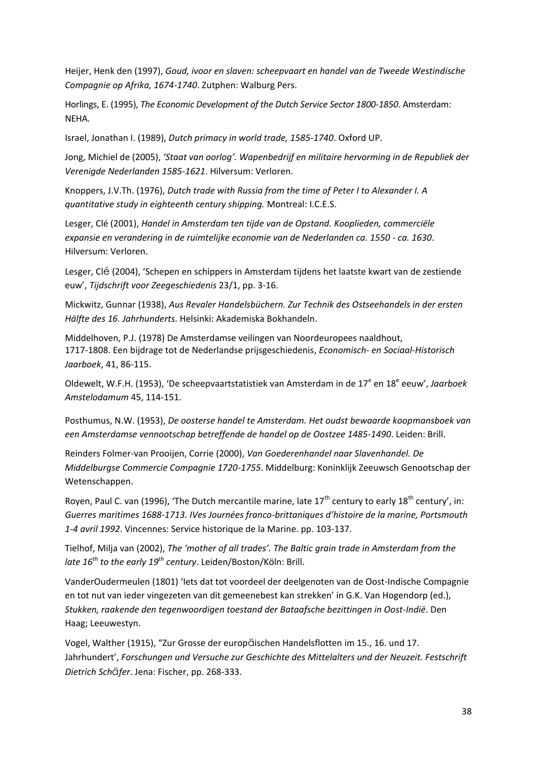Heijer, Henk den (1997), *Goud, ivoor en slaven: scheepvaart en handel van de Tweede Westindische Compagnie op Afrika, 1674-1740*. Zutphen: Walburg Pers.

Horlings, E. (1995), *The Economic Development of the Dutch Service Sector 1800-1850*. Amsterdam: NEHA.

Israel, Jonathan I. (1989), *Dutch primacy in world trade, 1585-1740*. Oxford UP.

Jong, Michiel de (2005), *'Staat van oorlog'. Wapenbedrijf en militaire hervorming in de Republiek der Verenigde Nederlanden 1585-1621*. Hilversum: Verloren.

Knoppers, J.V.Th. (1976), *Dutch trade with Russia from the time of Peter I to Alexander I. A quantitative study in eighteenth century shipping.* Montreal: I.C.E.S.

Lesger, Clé (2001), *Handel in Amsterdam ten tijde van de Opstand. Kooplieden, commerciële expansie en verandering in de ruimtelijke economie van de Nederlanden ca. 1550 - ca. 1630*. Hilversum: Verloren.

Lesger, Clé (2004), 'Schepen en schippers in Amsterdam tijdens het laatste kwart van de zestiende euw', *Tijdschrift voor Zeegeschiedenis* 23/1, pp. 3-16.

Mickwitz, Gunnar (1938), *Aus Revaler Handelsbüchern. Zur Technik des Ostseehandels in der ersten Hälfte des 16. Jahrhunderts*. Helsinki: Akademiska Bokhandeln.

Middelhoven, P.J. (1978) De Amsterdamse veilingen van Noordeuropees naaldhout, 1717-1808. Een bijdrage tot de Nederlandse prijsgeschiedenis, *Economisch- en Sociaal-Historisch Jaarboek*, 41, 86-115.

Oldewelt, W.F.H. (1953), 'De scheepvaartstatistiek van Amsterdam in de 17e en 18e eeuw', *Jaarboek Amstelodamum* 45, 114-151.

Posthumus, N.W. (1953), *De oosterse handel te Amsterdam. Het oudst bewaarde koopmansboek van een Amsterdamse vennootschap betreffende de handel op de Oostzee 1485-1490*. Leiden: Brill.

Reinders Folmer-van Prooijen, Corrie (2000), *Van Goederenhandel naar Slavenhandel. De Middelburgse Commercie Compagnie 1720-1755*. Middelburg: Koninklijk Zeeuwsch Genootschap der Wetenschappen.

Royen, Paul C. van (1996), 'The Dutch mercantile marine, late 17th century to early 18th century', in: *Guerres maritimes 1688-1713. IVes Journées franco-brittaniques d'histoire de la marine, Portsmouth 1-4 avril 1992*. Vincennes: Service historique de la Marine. pp. 103-137.

Tielhof, Milja van (2002), *The 'mother of all trades'. The Baltic grain trade in Amsterdam from the late 16th to the early 19th century*. Leiden/Boston/Köln: Brill.

VanderOudermeulen (1801) 'Iets dat tot voordeel der deelgenoten van de Oost-Indische Compagnie en tot nut van ieder vingezeten van dit gemeenebest kan strekken' in G.K. Van Hogendorp (ed.), *Stukken, raakende den tegenwoordigen toestand der Bataafsche bezittingen in Oost-Indië*. Den Haag; Leeuwestyn.

Vogel, Walther (1915), "Zur Grosse der europäischen Handelsflotten im 15., 16. und 17. Jahrhundert', *Forschungen und Versuche zur Geschichte des Mittelalters und der Neuzeit. Festschrift Dietrich Schäfer*. Jena: Fischer, pp. 268-333.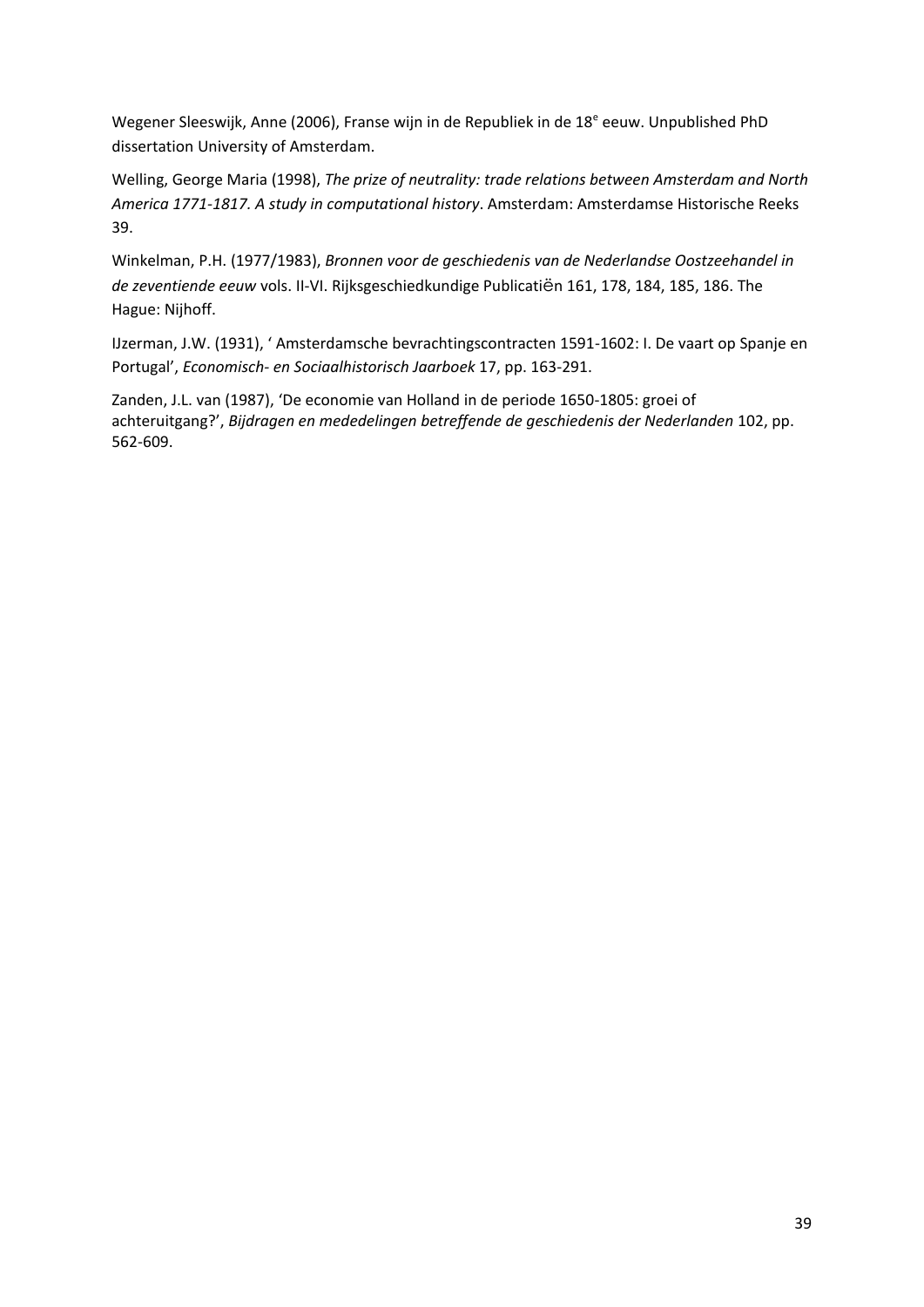Wegener Sleeswijk, Anne (2006), Franse wijn in de Republiek in de 18[e] eeuw. Unpublished PhD dissertation University of Amsterdam.

Welling, George Maria (1998), *The prize of neutrality: trade relations between Amsterdam and North America 1771-1817. A study in computational history*. Amsterdam: Amsterdamse Historische Reeks 39.

Winkelman, P.H. (1977/1983), *Bronnen voor de geschiedenis van de Nederlandse Oostzeehandel in de zeventiende eeuw* vols. II-VI. Rijksgeschiedkundige Publicatiën 161, 178, 184, 185, 186. The Hague: Nijhoff.

IJzerman, J.W. (1931), ' Amsterdamsche bevrachtingscontracten 1591-1602: I. De vaart op Spanje en Portugal', *Economisch- en Sociaalhistorisch Jaarboek* 17, pp. 163-291.

Zanden, J.L. van (1987), 'De economie van Holland in de periode 1650-1805: groei of achteruitgang?', *Bijdragen en mededelingen betreffende de geschiedenis der Nederlanden* 102, pp. 562-609.